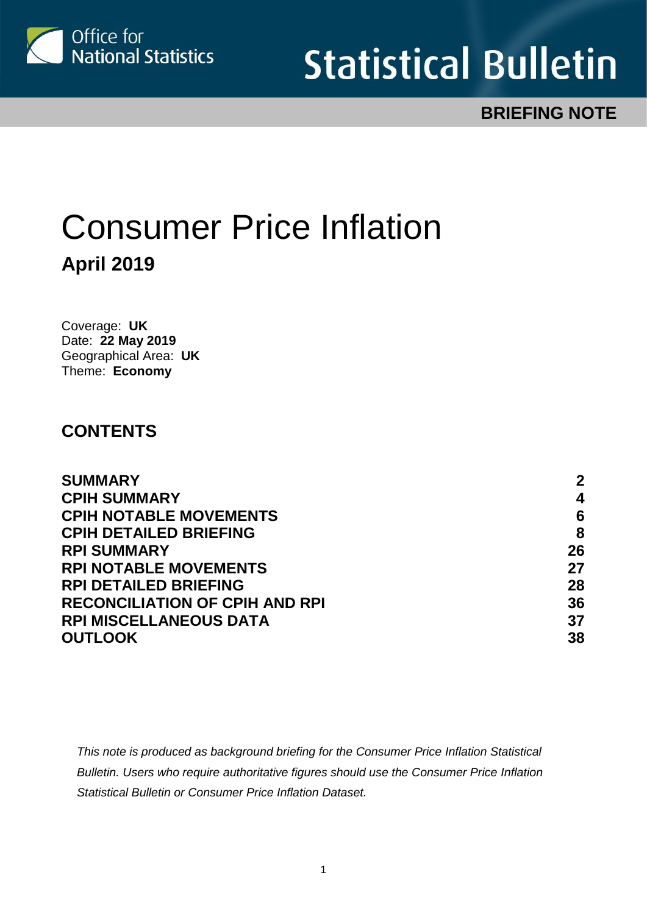Office for National Statistics

# Statistical Bulletin

**BRIEFING NOTE**

# Consumer Price Inflation

## April 2019

Coverage: **UK**
Date: **22 May 2019**
Geographical Area: **UK**
Theme: **Economy**

## CONTENTS

| | |
|---|---|
| **SUMMARY** | **2** |
| **CPIH SUMMARY** | **4** |
| **CPIH NOTABLE MOVEMENTS** | **6** |
| **CPIH DETAILED BRIEFING** | **8** |
| **RPI SUMMARY** | **26** |
| **RPI NOTABLE MOVEMENTS** | **27** |
| **RPI DETAILED BRIEFING** | **28** |
| **RECONCILIATION OF CPIH AND RPI** | **36** |
| **RPI MISCELLANEOUS DATA** | **37** |
| **OUTLOOK** | **38** |

*This note is produced as background briefing for the Consumer Price Inflation Statistical Bulletin. Users who require authoritative figures should use the Consumer Price Inflation Statistical Bulletin or Consumer Price Inflation Dataset.*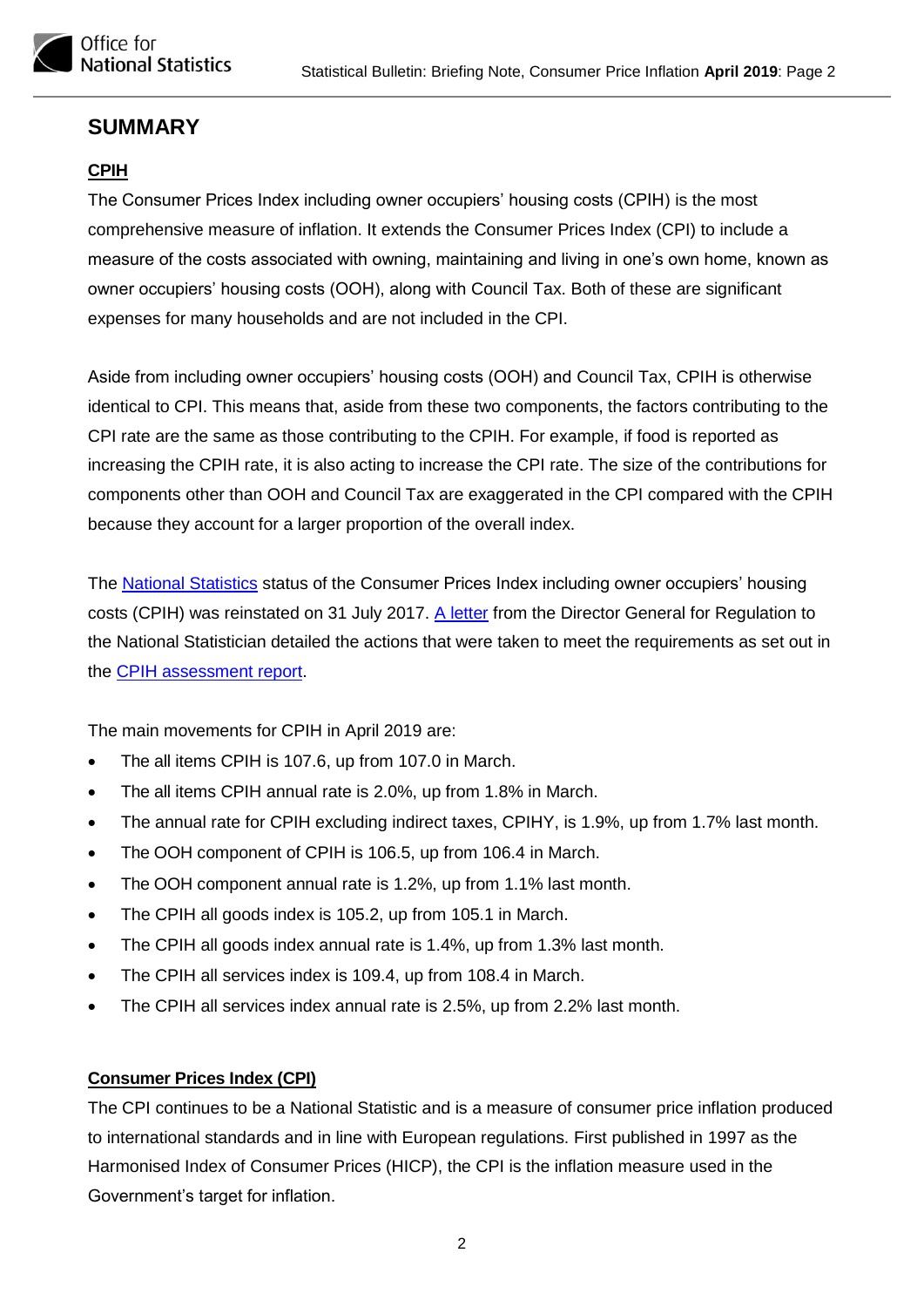## SUMMARY

### CPIH

The Consumer Prices Index including owner occupiers' housing costs (CPIH) is the most comprehensive measure of inflation. It extends the Consumer Prices Index (CPI) to include a measure of the costs associated with owning, maintaining and living in one's own home, known as owner occupiers' housing costs (OOH), along with Council Tax. Both of these are significant expenses for many households and are not included in the CPI.

Aside from including owner occupiers' housing costs (OOH) and Council Tax, CPIH is otherwise identical to CPI. This means that, aside from these two components, the factors contributing to the CPI rate are the same as those contributing to the CPIH. For example, if food is reported as increasing the CPIH rate, it is also acting to increase the CPI rate. The size of the contributions for components other than OOH and Council Tax are exaggerated in the CPI compared with the CPIH because they account for a larger proportion of the overall index.

The National Statistics status of the Consumer Prices Index including owner occupiers' housing costs (CPIH) was reinstated on 31 July 2017. A letter from the Director General for Regulation to the National Statistician detailed the actions that were taken to meet the requirements as set out in the CPIH assessment report.

The main movements for CPIH in April 2019 are:

- The all items CPIH is 107.6, up from 107.0 in March.
- The all items CPIH annual rate is 2.0%, up from 1.8% in March.
- The annual rate for CPIH excluding indirect taxes, CPIHY, is 1.9%, up from 1.7% last month.
- The OOH component of CPIH is 106.5, up from 106.4 in March.
- The OOH component annual rate is 1.2%, up from 1.1% last month.
- The CPIH all goods index is 105.2, up from 105.1 in March.
- The CPIH all goods index annual rate is 1.4%, up from 1.3% last month.
- The CPIH all services index is 109.4, up from 108.4 in March.
- The CPIH all services index annual rate is 2.5%, up from 2.2% last month.

### Consumer Prices Index (CPI)

The CPI continues to be a National Statistic and is a measure of consumer price inflation produced to international standards and in line with European regulations. First published in 1997 as the Harmonised Index of Consumer Prices (HICP), the CPI is the inflation measure used in the Government's target for inflation.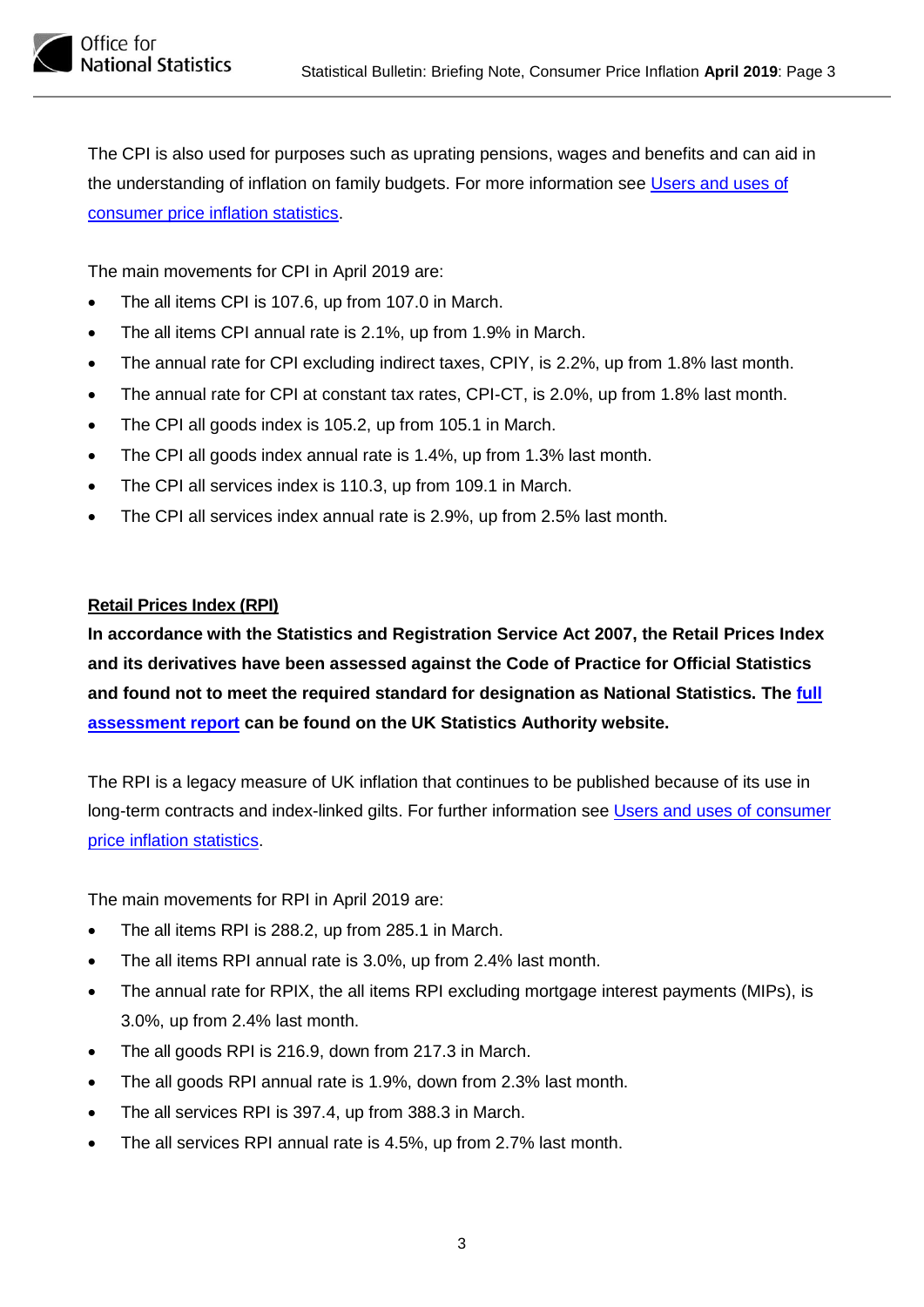The CPI is also used for purposes such as uprating pensions, wages and benefits and can aid in the understanding of inflation on family budgets. For more information see [Users and uses of consumer price inflation statistics](#).

The main movements for CPI in April 2019 are:

- The all items CPI is 107.6, up from 107.0 in March.
- The all items CPI annual rate is 2.1%, up from 1.9% in March.
- The annual rate for CPI excluding indirect taxes, CPIY, is 2.2%, up from 1.8% last month.
- The annual rate for CPI at constant tax rates, CPI-CT, is 2.0%, up from 1.8% last month.
- The CPI all goods index is 105.2, up from 105.1 in March.
- The CPI all goods index annual rate is 1.4%, up from 1.3% last month.
- The CPI all services index is 110.3, up from 109.1 in March.
- The CPI all services index annual rate is 2.9%, up from 2.5% last month.

## Retail Prices Index (RPI)

**In accordance with the Statistics and Registration Service Act 2007, the Retail Prices Index and its derivatives have been assessed against the Code of Practice for Official Statistics and found not to meet the required standard for designation as National Statistics. The [full assessment report](#) can be found on the UK Statistics Authority website.**

The RPI is a legacy measure of UK inflation that continues to be published because of its use in long-term contracts and index-linked gilts. For further information see [Users and uses of consumer price inflation statistics](#).

The main movements for RPI in April 2019 are:

- The all items RPI is 288.2, up from 285.1 in March.
- The all items RPI annual rate is 3.0%, up from 2.4% last month.
- The annual rate for RPIX, the all items RPI excluding mortgage interest payments (MIPs), is 3.0%, up from 2.4% last month.
- The all goods RPI is 216.9, down from 217.3 in March.
- The all goods RPI annual rate is 1.9%, down from 2.3% last month.
- The all services RPI is 397.4, up from 388.3 in March.
- The all services RPI annual rate is 4.5%, up from 2.7% last month.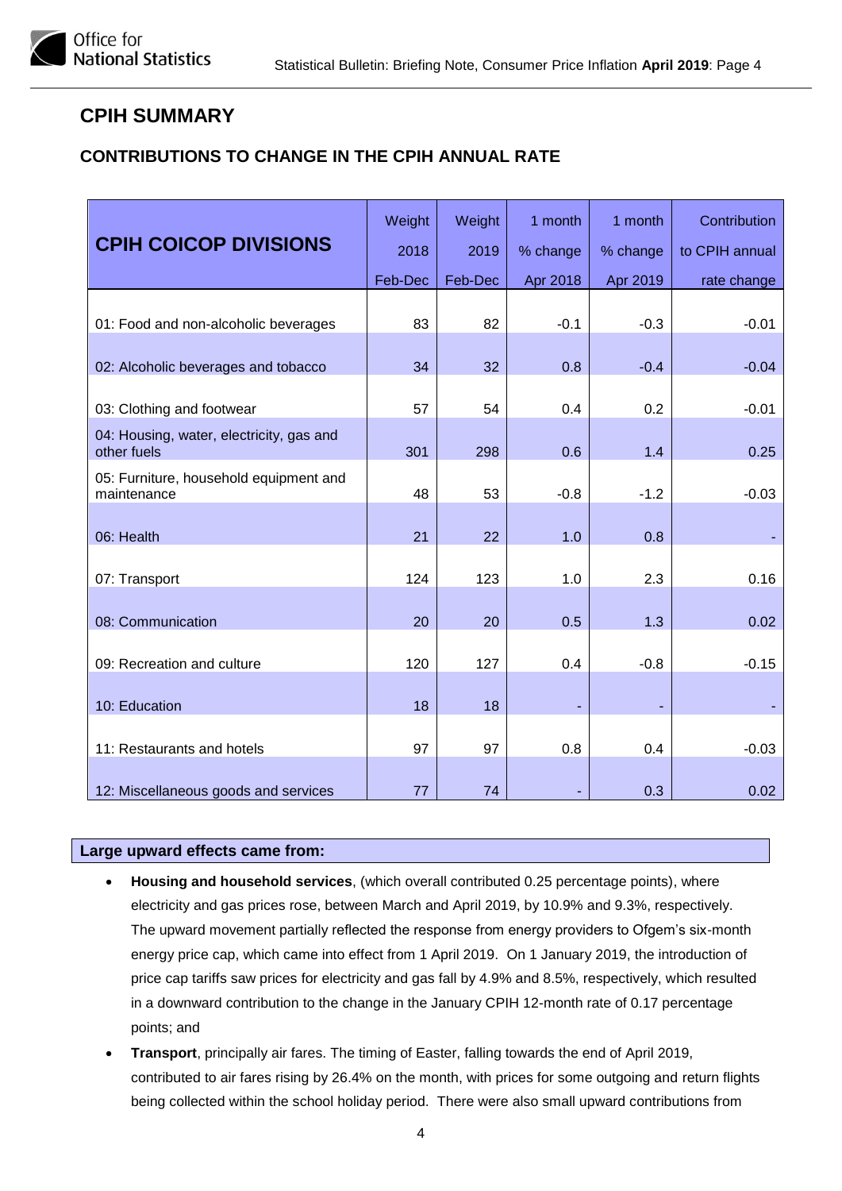## CPIH SUMMARY

### CONTRIBUTIONS TO CHANGE IN THE CPIH ANNUAL RATE

| CPIH COICOP DIVISIONS | Weight 2018 Feb-Dec | Weight 2019 Feb-Dec | 1 month % change Apr 2018 | 1 month % change Apr 2019 | Contribution to CPIH annual rate change |
|---|---|---|---|---|---|
| 01: Food and non-alcoholic beverages | 83 | 82 | -0.1 | -0.3 | -0.01 |
| 02: Alcoholic beverages and tobacco | 34 | 32 | 0.8 | -0.4 | -0.04 |
| 03: Clothing and footwear | 57 | 54 | 0.4 | 0.2 | -0.01 |
| 04: Housing, water, electricity, gas and other fuels | 301 | 298 | 0.6 | 1.4 | 0.25 |
| 05: Furniture, household equipment and maintenance | 48 | 53 | -0.8 | -1.2 | -0.03 |
| 06: Health | 21 | 22 | 1.0 | 0.8 | - |
| 07: Transport | 124 | 123 | 1.0 | 2.3 | 0.16 |
| 08: Communication | 20 | 20 | 0.5 | 1.3 | 0.02 |
| 09: Recreation and culture | 120 | 127 | 0.4 | -0.8 | -0.15 |
| 10: Education | 18 | 18 | - | - | - |
| 11: Restaurants and hotels | 97 | 97 | 0.8 | 0.4 | -0.03 |
| 12: Miscellaneous goods and services | 77 | 74 | - | 0.3 | 0.02 |

**Large upward effects came from:**

- **Housing and household services**, (which overall contributed 0.25 percentage points), where electricity and gas prices rose, between March and April 2019, by 10.9% and 9.3%, respectively. The upward movement partially reflected the response from energy providers to Ofgem's six-month energy price cap, which came into effect from 1 April 2019. On 1 January 2019, the introduction of price cap tariffs saw prices for electricity and gas fall by 4.9% and 8.5%, respectively, which resulted in a downward contribution to the change in the January CPIH 12-month rate of 0.17 percentage points; and
- **Transport**, principally air fares. The timing of Easter, falling towards the end of April 2019, contributed to air fares rising by 26.4% on the month, with prices for some outgoing and return flights being collected within the school holiday period. There were also small upward contributions from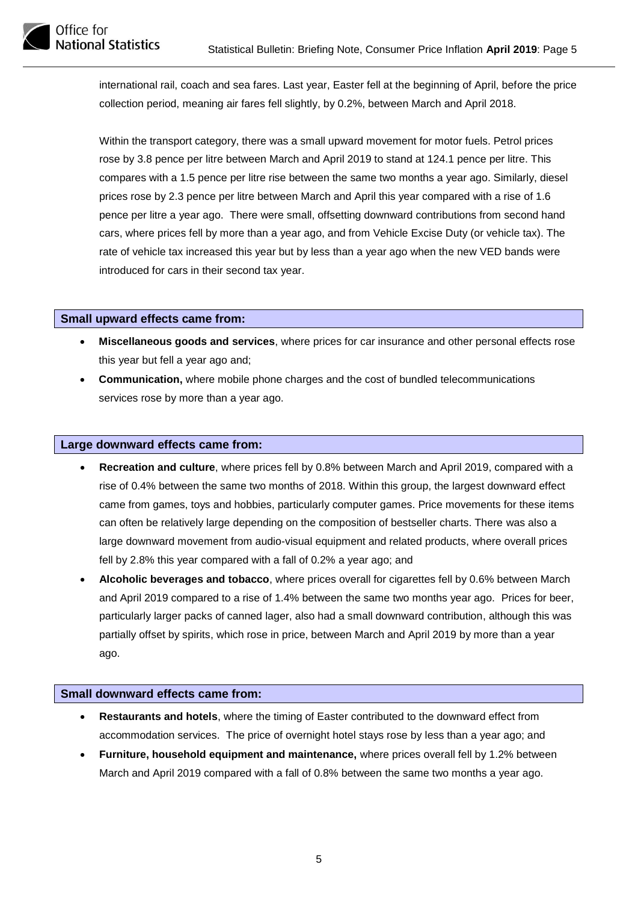international rail, coach and sea fares. Last year, Easter fell at the beginning of April, before the price collection period, meaning air fares fell slightly, by 0.2%, between March and April 2018.

Within the transport category, there was a small upward movement for motor fuels. Petrol prices rose by 3.8 pence per litre between March and April 2019 to stand at 124.1 pence per litre. This compares with a 1.5 pence per litre rise between the same two months a year ago. Similarly, diesel prices rose by 2.3 pence per litre between March and April this year compared with a rise of 1.6 pence per litre a year ago. There were small, offsetting downward contributions from second hand cars, where prices fell by more than a year ago, and from Vehicle Excise Duty (or vehicle tax). The rate of vehicle tax increased this year but by less than a year ago when the new VED bands were introduced for cars in their second tax year.

### Small upward effects came from:

- **Miscellaneous goods and services**, where prices for car insurance and other personal effects rose this year but fell a year ago and;
- **Communication,** where mobile phone charges and the cost of bundled telecommunications services rose by more than a year ago.

### Large downward effects came from:

- **Recreation and culture**, where prices fell by 0.8% between March and April 2019, compared with a rise of 0.4% between the same two months of 2018. Within this group, the largest downward effect came from games, toys and hobbies, particularly computer games. Price movements for these items can often be relatively large depending on the composition of bestseller charts. There was also a large downward movement from audio-visual equipment and related products, where overall prices fell by 2.8% this year compared with a fall of 0.2% a year ago; and
- **Alcoholic beverages and tobacco**, where prices overall for cigarettes fell by 0.6% between March and April 2019 compared to a rise of 1.4% between the same two months year ago. Prices for beer, particularly larger packs of canned lager, also had a small downward contribution, although this was partially offset by spirits, which rose in price, between March and April 2019 by more than a year ago.

### Small downward effects came from:

- **Restaurants and hotels**, where the timing of Easter contributed to the downward effect from accommodation services. The price of overnight hotel stays rose by less than a year ago; and
- **Furniture, household equipment and maintenance,** where prices overall fell by 1.2% between March and April 2019 compared with a fall of 0.8% between the same two months a year ago.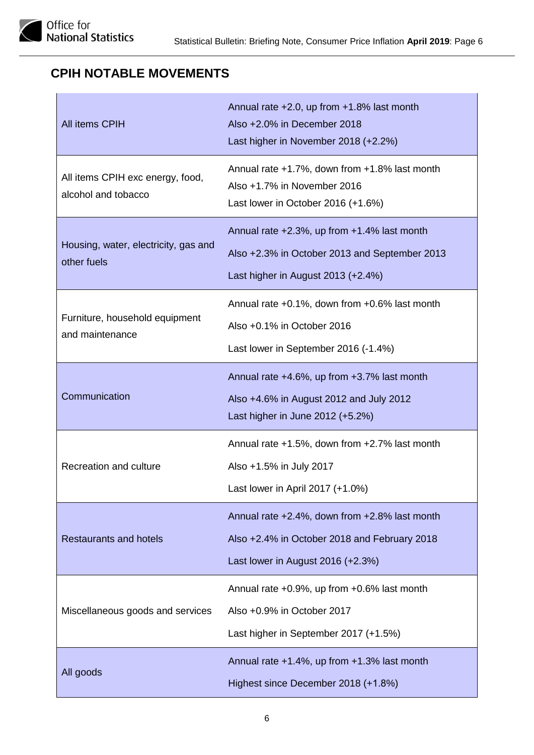## CPIH NOTABLE MOVEMENTS

| | |
|---|---|
| All items CPIH | Annual rate +2.0, up from +1.8% last month<br>Also +2.0% in December 2018<br>Last higher in November 2018 (+2.2%) |
| All items CPIH exc energy, food, alcohol and tobacco | Annual rate +1.7%, down from +1.8% last month<br>Also +1.7% in November 2016<br>Last lower in October 2016 (+1.6%) |
| Housing, water, electricity, gas and other fuels | Annual rate +2.3%, up from +1.4% last month<br>Also +2.3% in October 2013 and September 2013<br>Last higher in August 2013 (+2.4%) |
| Furniture, household equipment and maintenance | Annual rate +0.1%, down from +0.6% last month<br>Also +0.1% in October 2016<br>Last lower in September 2016 (-1.4%) |
| Communication | Annual rate +4.6%, up from +3.7% last month<br>Also +4.6% in August 2012 and July 2012<br>Last higher in June 2012 (+5.2%) |
| Recreation and culture | Annual rate +1.5%, down from +2.7% last month<br>Also +1.5% in July 2017<br>Last lower in April 2017 (+1.0%) |
| Restaurants and hotels | Annual rate +2.4%, down from +2.8% last month<br>Also +2.4% in October 2018 and February 2018<br>Last lower in August 2016 (+2.3%) |
| Miscellaneous goods and services | Annual rate +0.9%, up from +0.6% last month<br>Also +0.9% in October 2017<br>Last higher in September 2017 (+1.5%) |
| All goods | Annual rate +1.4%, up from +1.3% last month<br>Highest since December 2018 (+1.8%) |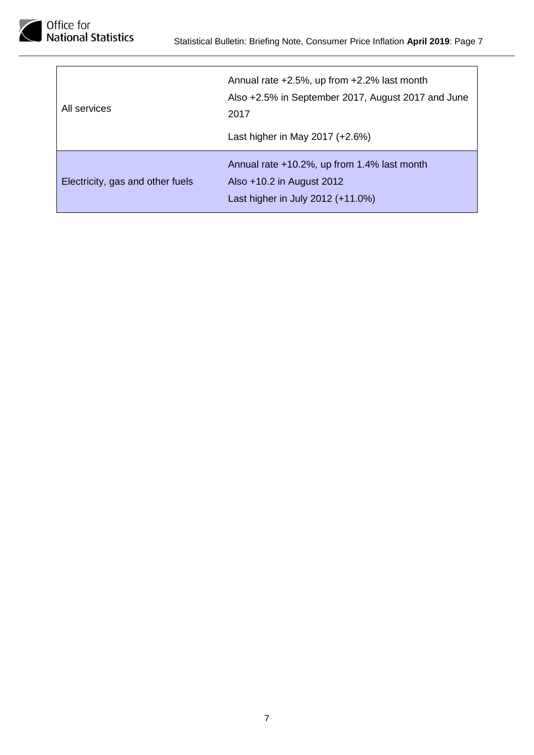| | |
|---|---|
| All services | Annual rate +2.5%, up from +2.2% last month<br>Also +2.5% in September 2017, August 2017 and June 2017<br>Last higher in May 2017 (+2.6%) |
| Electricity, gas and other fuels | Annual rate +10.2%, up from 1.4% last month<br>Also +10.2 in August 2012<br>Last higher in July 2012 (+11.0%) |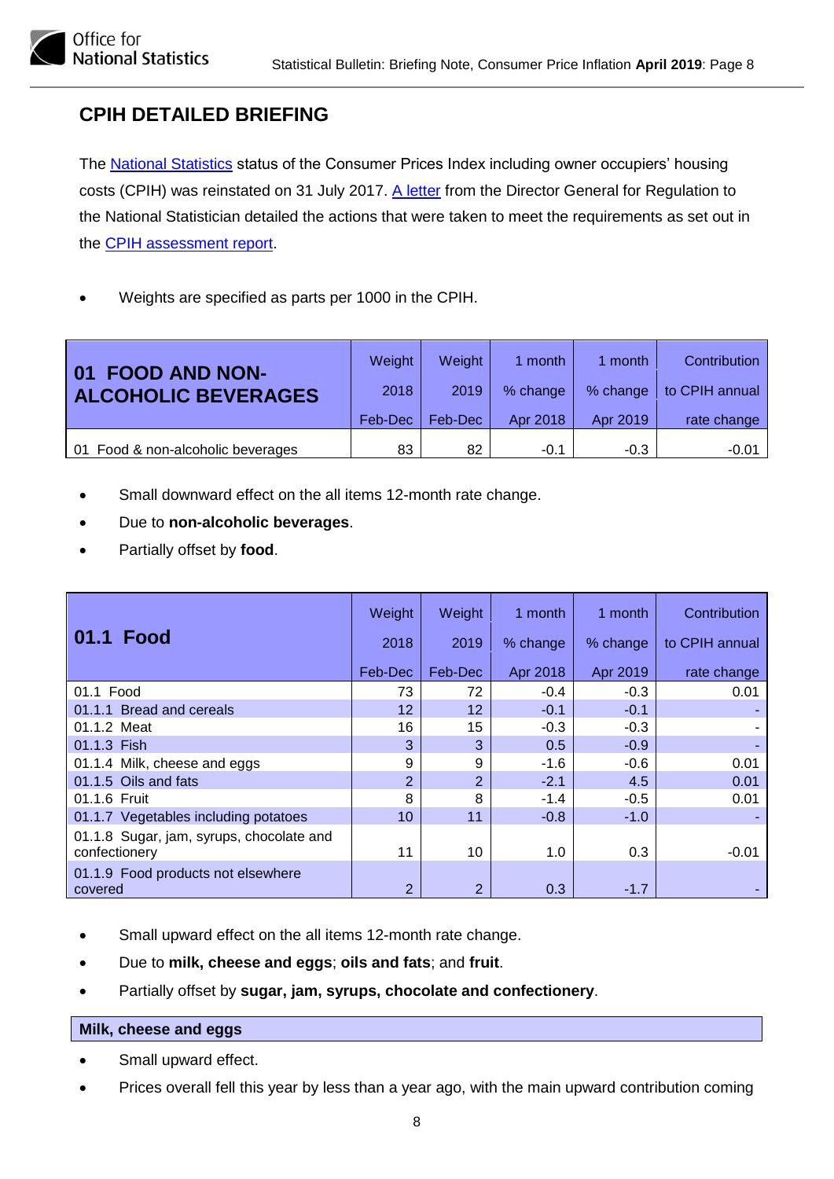## CPIH DETAILED BRIEFING

The National Statistics status of the Consumer Prices Index including owner occupiers' housing costs (CPIH) was reinstated on 31 July 2017. A letter from the Director General for Regulation to the National Statistician detailed the actions that were taken to meet the requirements as set out in the CPIH assessment report.

- Weights are specified as parts per 1000 in the CPIH.

| 01 FOOD AND NON-ALCOHOLIC BEVERAGES | Weight 2018 Feb-Dec | Weight 2019 Feb-Dec | 1 month % change Apr 2018 | 1 month % change Apr 2019 | Contribution to CPIH annual rate change |
|---|---|---|---|---|---|
| 01 Food & non-alcoholic beverages | 83 | 82 | -0.1 | -0.3 | -0.01 |

- Small downward effect on the all items 12-month rate change.
- Due to **non-alcoholic beverages**.
- Partially offset by **food**.

| 01.1 Food | Weight 2018 Feb-Dec | Weight 2019 Feb-Dec | 1 month % change Apr 2018 | 1 month % change Apr 2019 | Contribution to CPIH annual rate change |
|---|---|---|---|---|---|
| 01.1 Food | 73 | 72 | -0.4 | -0.3 | 0.01 |
| 01.1.1 Bread and cereals | 12 | 12 | -0.1 | -0.1 | - |
| 01.1.2 Meat | 16 | 15 | -0.3 | -0.3 | - |
| 01.1.3 Fish | 3 | 3 | 0.5 | -0.9 | - |
| 01.1.4 Milk, cheese and eggs | 9 | 9 | -1.6 | -0.6 | 0.01 |
| 01.1.5 Oils and fats | 2 | 2 | -2.1 | 4.5 | 0.01 |
| 01.1.6 Fruit | 8 | 8 | -1.4 | -0.5 | 0.01 |
| 01.1.7 Vegetables including potatoes | 10 | 11 | -0.8 | -1.0 | - |
| 01.1.8 Sugar, jam, syrups, chocolate and confectionery | 11 | 10 | 1.0 | 0.3 | -0.01 |
| 01.1.9 Food products not elsewhere covered | 2 | 2 | 0.3 | -1.7 | - |

- Small upward effect on the all items 12-month rate change.
- Due to **milk, cheese and eggs**; **oils and fats**; and **fruit**.
- Partially offset by **sugar, jam, syrups, chocolate and confectionery**.

**Milk, cheese and eggs**

- Small upward effect.
- Prices overall fell this year by less than a year ago, with the main upward contribution coming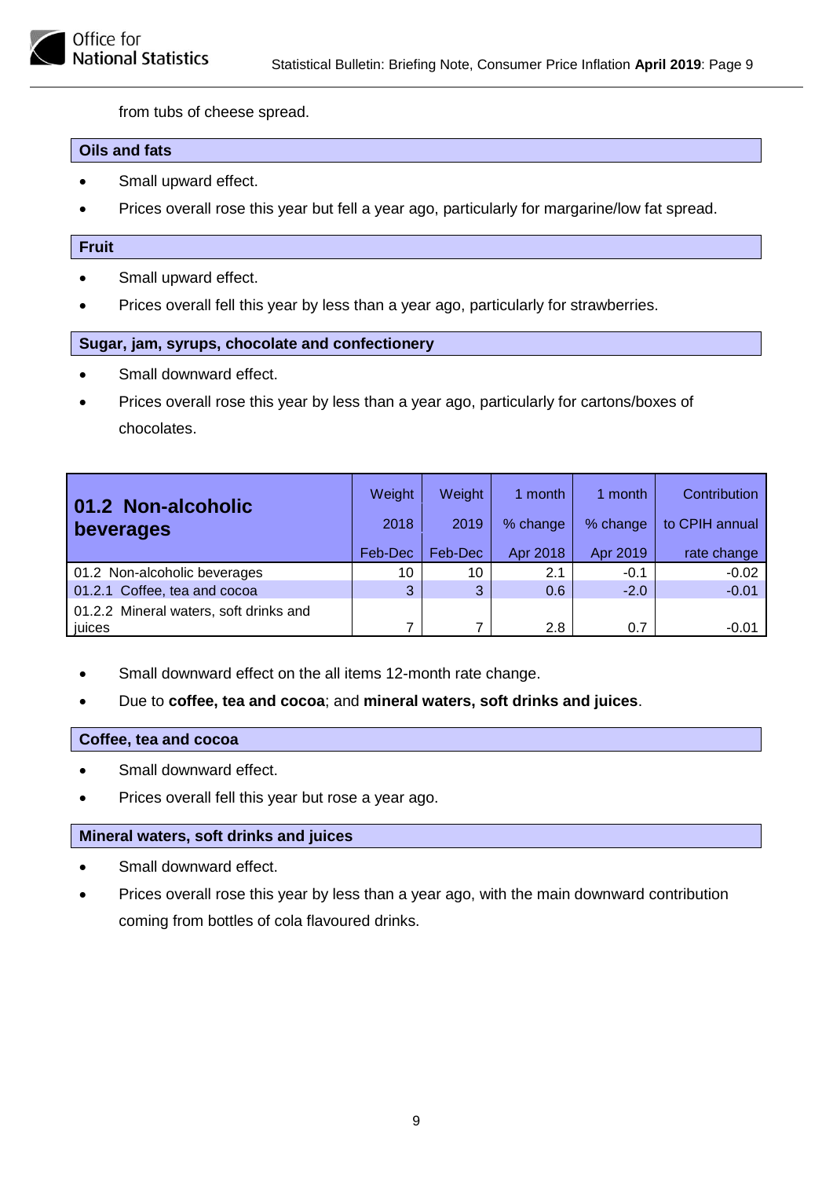from tubs of cheese spread.

### Oils and fats

- Small upward effect.
- Prices overall rose this year but fell a year ago, particularly for margarine/low fat spread.

### Fruit

- Small upward effect.
- Prices overall fell this year by less than a year ago, particularly for strawberries.

### Sugar, jam, syrups, chocolate and confectionery

- Small downward effect.
- Prices overall rose this year by less than a year ago, particularly for cartons/boxes of chocolates.

| 01.2 Non-alcoholic beverages | Weight 2018 Feb-Dec | Weight 2019 Feb-Dec | 1 month % change Apr 2018 | 1 month % change Apr 2019 | Contribution to CPIH annual rate change |
|---|---|---|---|---|---|
| 01.2 Non-alcoholic beverages | 10 | 10 | 2.1 | -0.1 | -0.02 |
| 01.2.1 Coffee, tea and cocoa | 3 | 3 | 0.6 | -2.0 | -0.01 |
| 01.2.2 Mineral waters, soft drinks and juices | 7 | 7 | 2.8 | 0.7 | -0.01 |

- Small downward effect on the all items 12-month rate change.
- Due to **coffee, tea and cocoa**; and **mineral waters, soft drinks and juices**.

### Coffee, tea and cocoa

- Small downward effect.
- Prices overall fell this year but rose a year ago.

### Mineral waters, soft drinks and juices

- Small downward effect.
- Prices overall rose this year by less than a year ago, with the main downward contribution coming from bottles of cola flavoured drinks.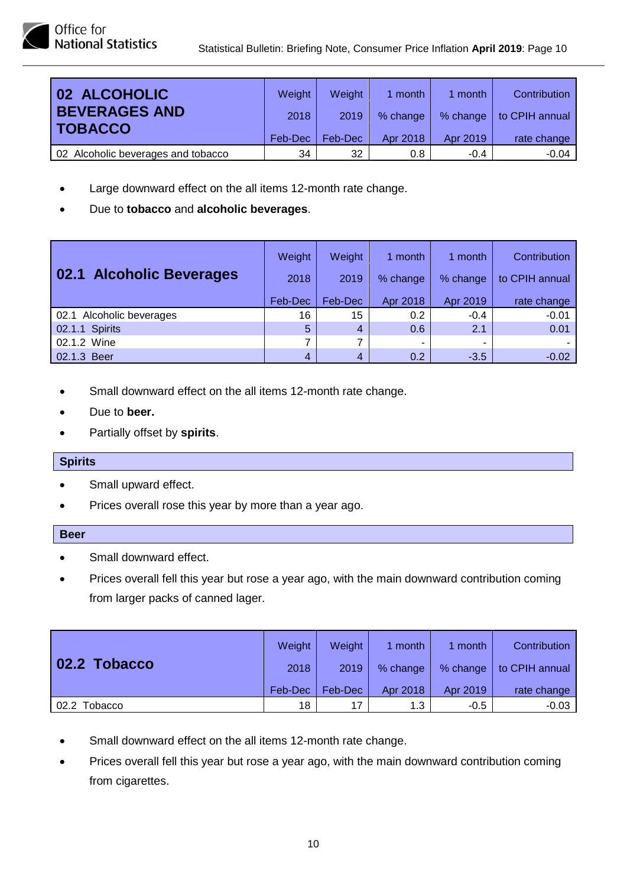| 02 ALCOHOLIC BEVERAGES AND TOBACCO | Weight 2018 Feb-Dec | Weight 2019 Feb-Dec | 1 month % change Apr 2018 | 1 month % change Apr 2019 | Contribution to CPIH annual rate change |
|---|---|---|---|---|---|
| 02 Alcoholic beverages and tobacco | 34 | 32 | 0.8 | -0.4 | -0.04 |

- Large downward effect on the all items 12-month rate change.
- Due to **tobacco** and **alcoholic beverages**.

| 02.1 Alcoholic Beverages | Weight 2018 Feb-Dec | Weight 2019 Feb-Dec | 1 month % change Apr 2018 | 1 month % change Apr 2019 | Contribution to CPIH annual rate change |
|---|---|---|---|---|---|
| 02.1 Alcoholic beverages | 16 | 15 | 0.2 | -0.4 | -0.01 |
| 02.1.1 Spirits | 5 | 4 | 0.6 | 2.1 | 0.01 |
| 02.1.2 Wine | 7 | 7 | - | - | - |
| 02.1.3 Beer | 4 | 4 | 0.2 | -3.5 | -0.02 |

- Small downward effect on the all items 12-month rate change.
- Due to **beer.**
- Partially offset by **spirits**.

**Spirits**

- Small upward effect.
- Prices overall rose this year by more than a year ago.

**Beer**

- Small downward effect.
- Prices overall fell this year but rose a year ago, with the main downward contribution coming from larger packs of canned lager.

| 02.2 Tobacco | Weight 2018 Feb-Dec | Weight 2019 Feb-Dec | 1 month % change Apr 2018 | 1 month % change Apr 2019 | Contribution to CPIH annual rate change |
|---|---|---|---|---|---|
| 02.2 Tobacco | 18 | 17 | 1.3 | -0.5 | -0.03 |

- Small downward effect on the all items 12-month rate change.
- Prices overall fell this year but rose a year ago, with the main downward contribution coming from cigarettes.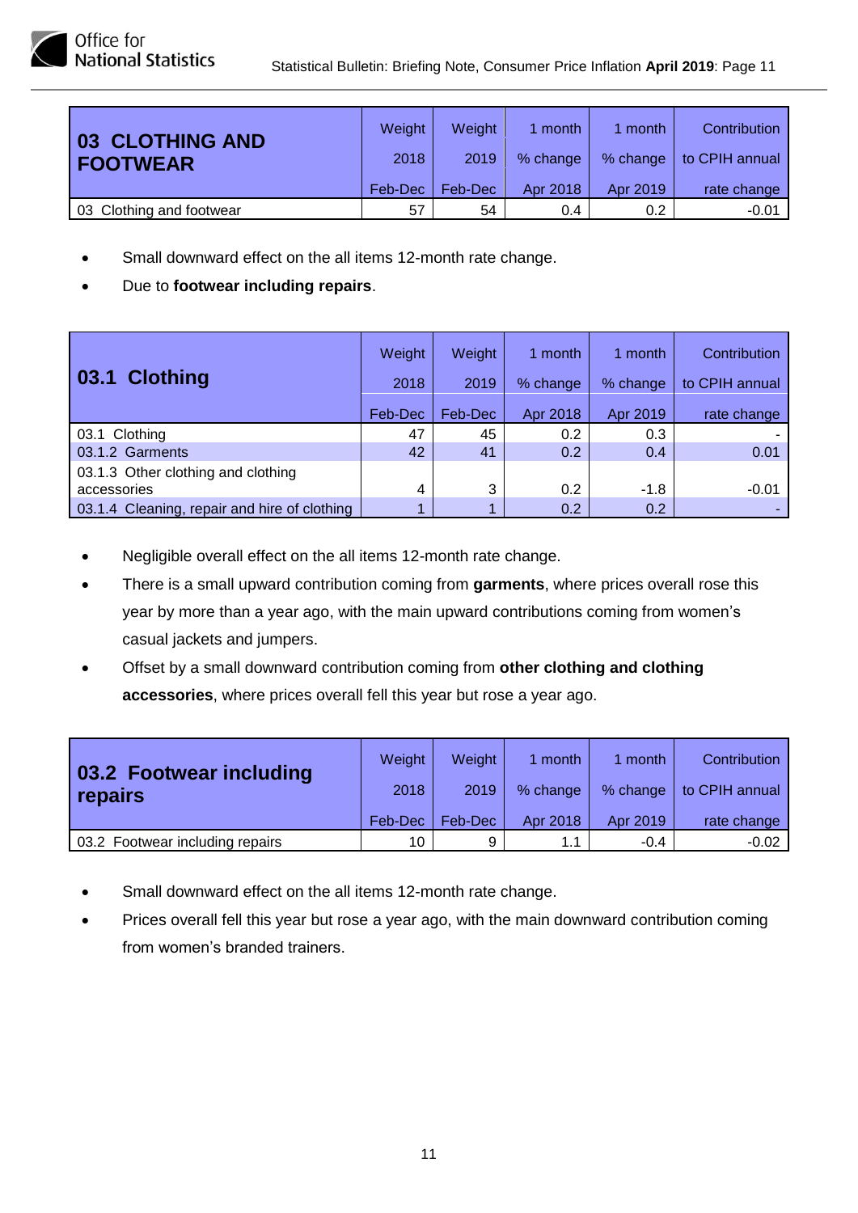| 03 CLOTHING AND FOOTWEAR | Weight 2018 Feb-Dec | Weight 2019 Feb-Dec | 1 month % change Apr 2018 | 1 month % change Apr 2019 | Contribution to CPIH annual rate change |
|---|---|---|---|---|---|
| 03 Clothing and footwear | 57 | 54 | 0.4 | 0.2 | -0.01 |

- Small downward effect on the all items 12-month rate change.
- Due to **footwear including repairs**.

| 03.1 Clothing | Weight 2018 Feb-Dec | Weight 2019 Feb-Dec | 1 month % change Apr 2018 | 1 month % change Apr 2019 | Contribution to CPIH annual rate change |
|---|---|---|---|---|---|
| 03.1 Clothing | 47 | 45 | 0.2 | 0.3 | - |
| 03.1.2 Garments | 42 | 41 | 0.2 | 0.4 | 0.01 |
| 03.1.3 Other clothing and clothing accessories | 4 | 3 | 0.2 | -1.8 | -0.01 |
| 03.1.4 Cleaning, repair and hire of clothing | 1 | 1 | 0.2 | 0.2 | - |

- Negligible overall effect on the all items 12-month rate change.
- There is a small upward contribution coming from **garments**, where prices overall rose this year by more than a year ago, with the main upward contributions coming from women's casual jackets and jumpers.
- Offset by a small downward contribution coming from **other clothing and clothing accessories**, where prices overall fell this year but rose a year ago.

| 03.2 Footwear including repairs | Weight 2018 Feb-Dec | Weight 2019 Feb-Dec | 1 month % change Apr 2018 | 1 month % change Apr 2019 | Contribution to CPIH annual rate change |
|---|---|---|---|---|---|
| 03.2 Footwear including repairs | 10 | 9 | 1.1 | -0.4 | -0.02 |

- Small downward effect on the all items 12-month rate change.
- Prices overall fell this year but rose a year ago, with the main downward contribution coming from women's branded trainers.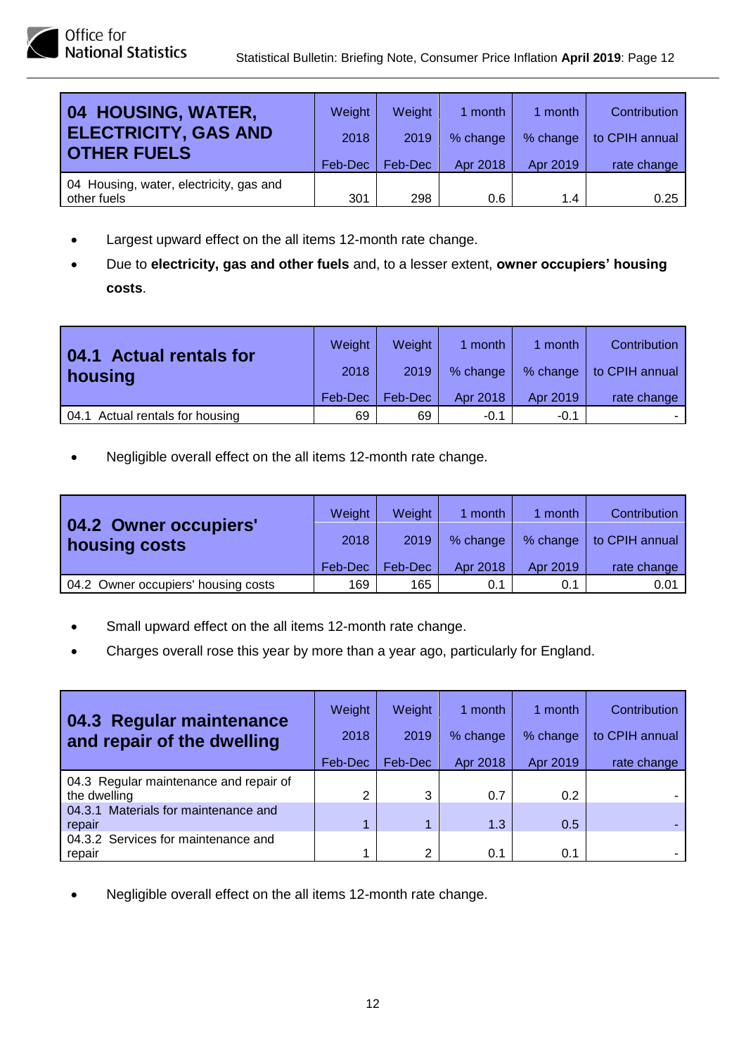| 04 HOUSING, WATER, ELECTRICITY, GAS AND OTHER FUELS | Weight 2018 Feb-Dec | Weight 2019 Feb-Dec | 1 month % change Apr 2018 | 1 month % change Apr 2019 | Contribution to CPIH annual rate change |
|---|---|---|---|---|---|
| 04 Housing, water, electricity, gas and other fuels | 301 | 298 | 0.6 | 1.4 | 0.25 |

- Largest upward effect on the all items 12-month rate change.
- Due to **electricity, gas and other fuels** and, to a lesser extent, **owner occupiers' housing costs**.

| 04.1 Actual rentals for housing | Weight 2018 Feb-Dec | Weight 2019 Feb-Dec | 1 month % change Apr 2018 | 1 month % change Apr 2019 | Contribution to CPIH annual rate change |
|---|---|---|---|---|---|
| 04.1 Actual rentals for housing | 69 | 69 | -0.1 | -0.1 | - |

- Negligible overall effect on the all items 12-month rate change.

| 04.2 Owner occupiers' housing costs | Weight 2018 Feb-Dec | Weight 2019 Feb-Dec | 1 month % change Apr 2018 | 1 month % change Apr 2019 | Contribution to CPIH annual rate change |
|---|---|---|---|---|---|
| 04.2 Owner occupiers' housing costs | 169 | 165 | 0.1 | 0.1 | 0.01 |

- Small upward effect on the all items 12-month rate change.
- Charges overall rose this year by more than a year ago, particularly for England.

| 04.3 Regular maintenance and repair of the dwelling | Weight 2018 Feb-Dec | Weight 2019 Feb-Dec | 1 month % change Apr 2018 | 1 month % change Apr 2019 | Contribution to CPIH annual rate change |
|---|---|---|---|---|---|
| 04.3 Regular maintenance and repair of the dwelling | 2 | 3 | 0.7 | 0.2 | - |
| 04.3.1 Materials for maintenance and repair | 1 | 1 | 1.3 | 0.5 | - |
| 04.3.2 Services for maintenance and repair | 1 | 2 | 0.1 | 0.1 | - |

- Negligible overall effect on the all items 12-month rate change.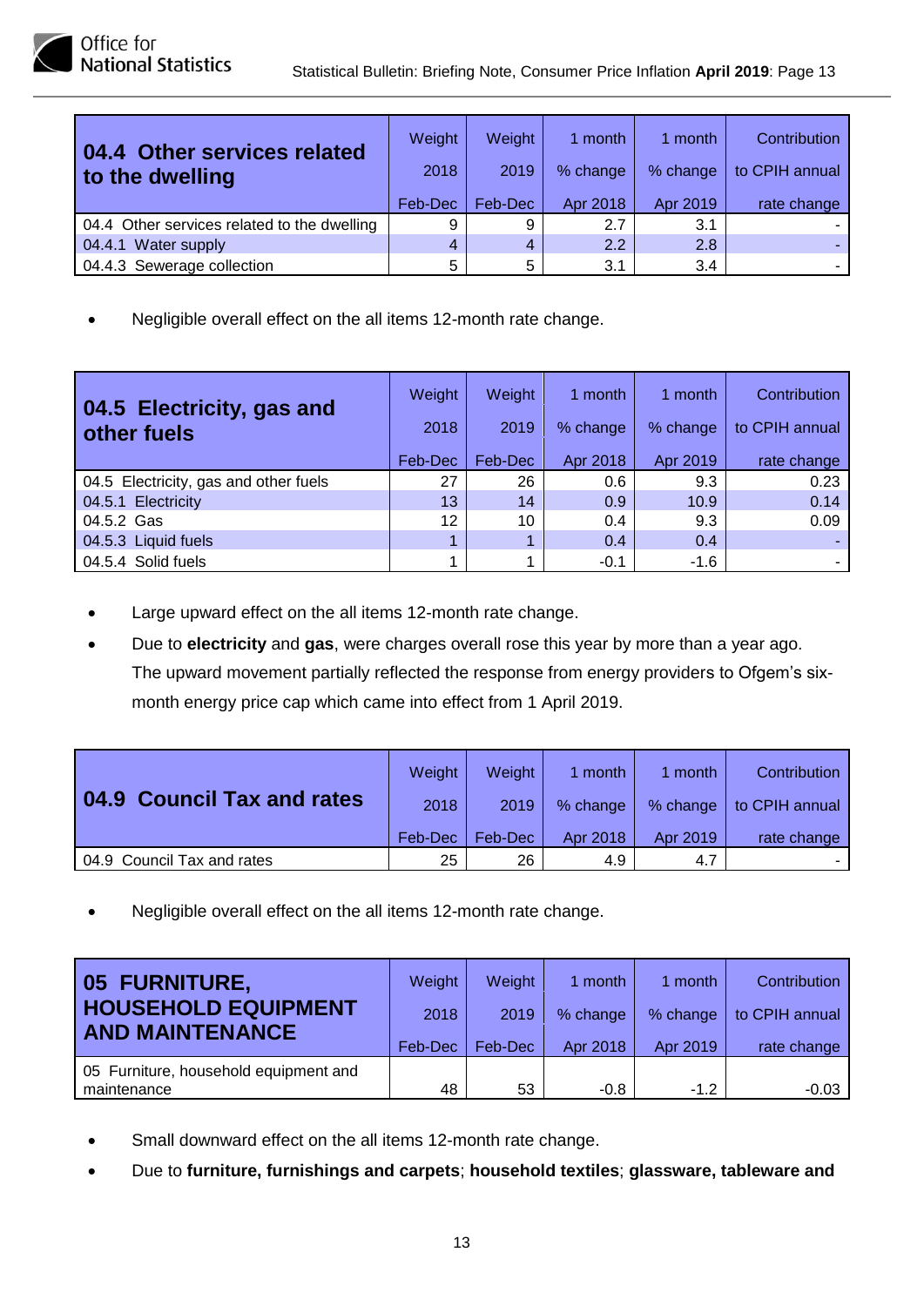| 04.4 Other services related to the dwelling | Weight 2018 Feb-Dec | Weight 2019 Feb-Dec | 1 month % change Apr 2018 | 1 month % change Apr 2019 | Contribution to CPIH annual rate change |
|---|---|---|---|---|---|
| 04.4 Other services related to the dwelling | 9 | 9 | 2.7 | 3.1 | - |
| 04.4.1 Water supply | 4 | 4 | 2.2 | 2.8 | - |
| 04.4.3 Sewerage collection | 5 | 5 | 3.1 | 3.4 | - |

- Negligible overall effect on the all items 12-month rate change.

| 04.5 Electricity, gas and other fuels | Weight 2018 Feb-Dec | Weight 2019 Feb-Dec | 1 month % change Apr 2018 | 1 month % change Apr 2019 | Contribution to CPIH annual rate change |
|---|---|---|---|---|---|
| 04.5 Electricity, gas and other fuels | 27 | 26 | 0.6 | 9.3 | 0.23 |
| 04.5.1 Electricity | 13 | 14 | 0.9 | 10.9 | 0.14 |
| 04.5.2 Gas | 12 | 10 | 0.4 | 9.3 | 0.09 |
| 04.5.3 Liquid fuels | 1 | 1 | 0.4 | 0.4 | - |
| 04.5.4 Solid fuels | 1 | 1 | -0.1 | -1.6 | - |

- Large upward effect on the all items 12-month rate change.
- Due to **electricity** and **gas**, were charges overall rose this year by more than a year ago. The upward movement partially reflected the response from energy providers to Ofgem's six-month energy price cap which came into effect from 1 April 2019.

| 04.9 Council Tax and rates | Weight 2018 Feb-Dec | Weight 2019 Feb-Dec | 1 month % change Apr 2018 | 1 month % change Apr 2019 | Contribution to CPIH annual rate change |
|---|---|---|---|---|---|
| 04.9 Council Tax and rates | 25 | 26 | 4.9 | 4.7 | - |

- Negligible overall effect on the all items 12-month rate change.

| 05 FURNITURE, HOUSEHOLD EQUIPMENT AND MAINTENANCE | Weight 2018 Feb-Dec | Weight 2019 Feb-Dec | 1 month % change Apr 2018 | 1 month % change Apr 2019 | Contribution to CPIH annual rate change |
|---|---|---|---|---|---|
| 05 Furniture, household equipment and maintenance | 48 | 53 | -0.8 | -1.2 | -0.03 |

- Small downward effect on the all items 12-month rate change.
- Due to **furniture, furnishings and carpets**; **household textiles**; **glassware, tableware and**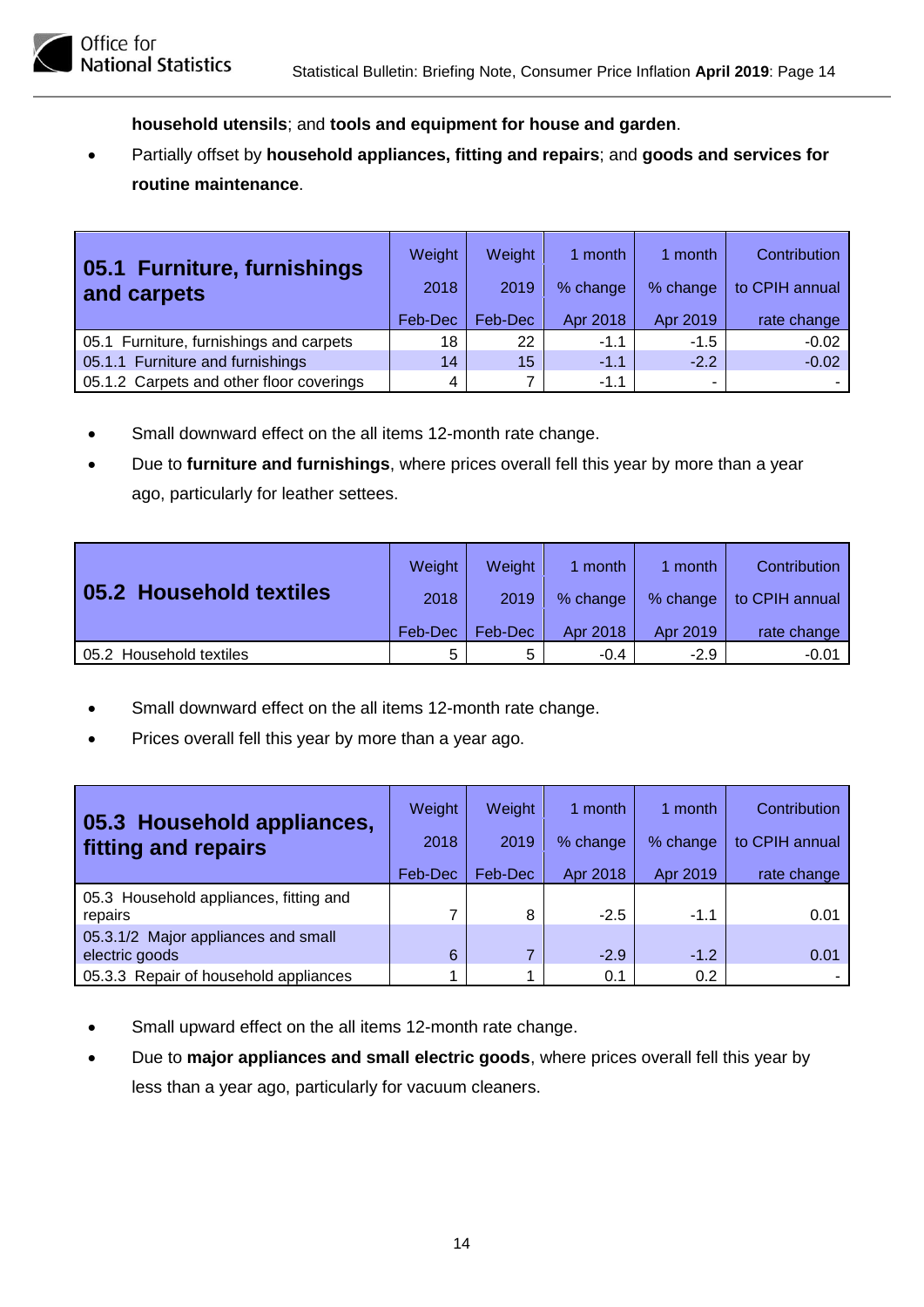**household utensils**; and **tools and equipment for house and garden**.

- Partially offset by **household appliances, fitting and repairs**; and **goods and services for routine maintenance**.

| 05.1 Furniture, furnishings and carpets | Weight 2018 Feb-Dec | Weight 2019 Feb-Dec | 1 month % change Apr 2018 | 1 month % change Apr 2019 | Contribution to CPIH annual rate change |
|---|---|---|---|---|---|
| 05.1 Furniture, furnishings and carpets | 18 | 22 | -1.1 | -1.5 | -0.02 |
| 05.1.1 Furniture and furnishings | 14 | 15 | -1.1 | -2.2 | -0.02 |
| 05.1.2 Carpets and other floor coverings | 4 | 7 | -1.1 | - | - |

- Small downward effect on the all items 12-month rate change.
- Due to **furniture and furnishings**, where prices overall fell this year by more than a year ago, particularly for leather settees.

| 05.2 Household textiles | Weight 2018 Feb-Dec | Weight 2019 Feb-Dec | 1 month % change Apr 2018 | 1 month % change Apr 2019 | Contribution to CPIH annual rate change |
|---|---|---|---|---|---|
| 05.2 Household textiles | 5 | 5 | -0.4 | -2.9 | -0.01 |

- Small downward effect on the all items 12-month rate change.
- Prices overall fell this year by more than a year ago.

| 05.3 Household appliances, fitting and repairs | Weight 2018 Feb-Dec | Weight 2019 Feb-Dec | 1 month % change Apr 2018 | 1 month % change Apr 2019 | Contribution to CPIH annual rate change |
|---|---|---|---|---|---|
| 05.3 Household appliances, fitting and repairs | 7 | 8 | -2.5 | -1.1 | 0.01 |
| 05.3.1/2 Major appliances and small electric goods | 6 | 7 | -2.9 | -1.2 | 0.01 |
| 05.3.3 Repair of household appliances | 1 | 1 | 0.1 | 0.2 | - |

- Small upward effect on the all items 12-month rate change.
- Due to **major appliances and small electric goods**, where prices overall fell this year by less than a year ago, particularly for vacuum cleaners.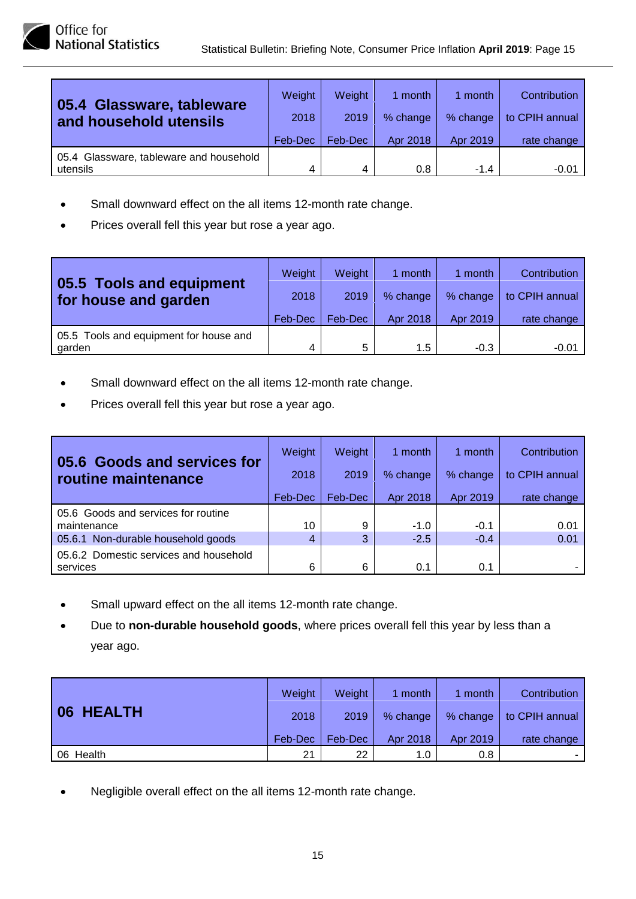| **05.4 Glassware, tableware and household utensils** | Weight 2018 Feb-Dec | Weight 2019 Feb-Dec | 1 month % change Apr 2018 | 1 month % change Apr 2019 | Contribution to CPIH annual rate change |
|---|---|---|---|---|---|
| 05.4 Glassware, tableware and household utensils | 4 | 4 | 0.8 | -1.4 | -0.01 |

- Small downward effect on the all items 12-month rate change.
- Prices overall fell this year but rose a year ago.

| **05.5 Tools and equipment for house and garden** | Weight 2018 Feb-Dec | Weight 2019 Feb-Dec | 1 month % change Apr 2018 | 1 month % change Apr 2019 | Contribution to CPIH annual rate change |
|---|---|---|---|---|---|
| 05.5 Tools and equipment for house and garden | 4 | 5 | 1.5 | -0.3 | -0.01 |

- Small downward effect on the all items 12-month rate change.
- Prices overall fell this year but rose a year ago.

| **05.6 Goods and services for routine maintenance** | Weight 2018 Feb-Dec | Weight 2019 Feb-Dec | 1 month % change Apr 2018 | 1 month % change Apr 2019 | Contribution to CPIH annual rate change |
|---|---|---|---|---|---|
| 05.6 Goods and services for routine maintenance | 10 | 9 | -1.0 | -0.1 | 0.01 |
| 05.6.1 Non-durable household goods | 4 | 3 | -2.5 | -0.4 | 0.01 |
| 05.6.2 Domestic services and household services | 6 | 6 | 0.1 | 0.1 | - |

- Small upward effect on the all items 12-month rate change.
- Due to **non-durable household goods**, where prices overall fell this year by less than a year ago.

| **06 HEALTH** | Weight 2018 Feb-Dec | Weight 2019 Feb-Dec | 1 month % change Apr 2018 | 1 month % change Apr 2019 | Contribution to CPIH annual rate change |
|---|---|---|---|---|---|
| 06 Health | 21 | 22 | 1.0 | 0.8 | - |

- Negligible overall effect on the all items 12-month rate change.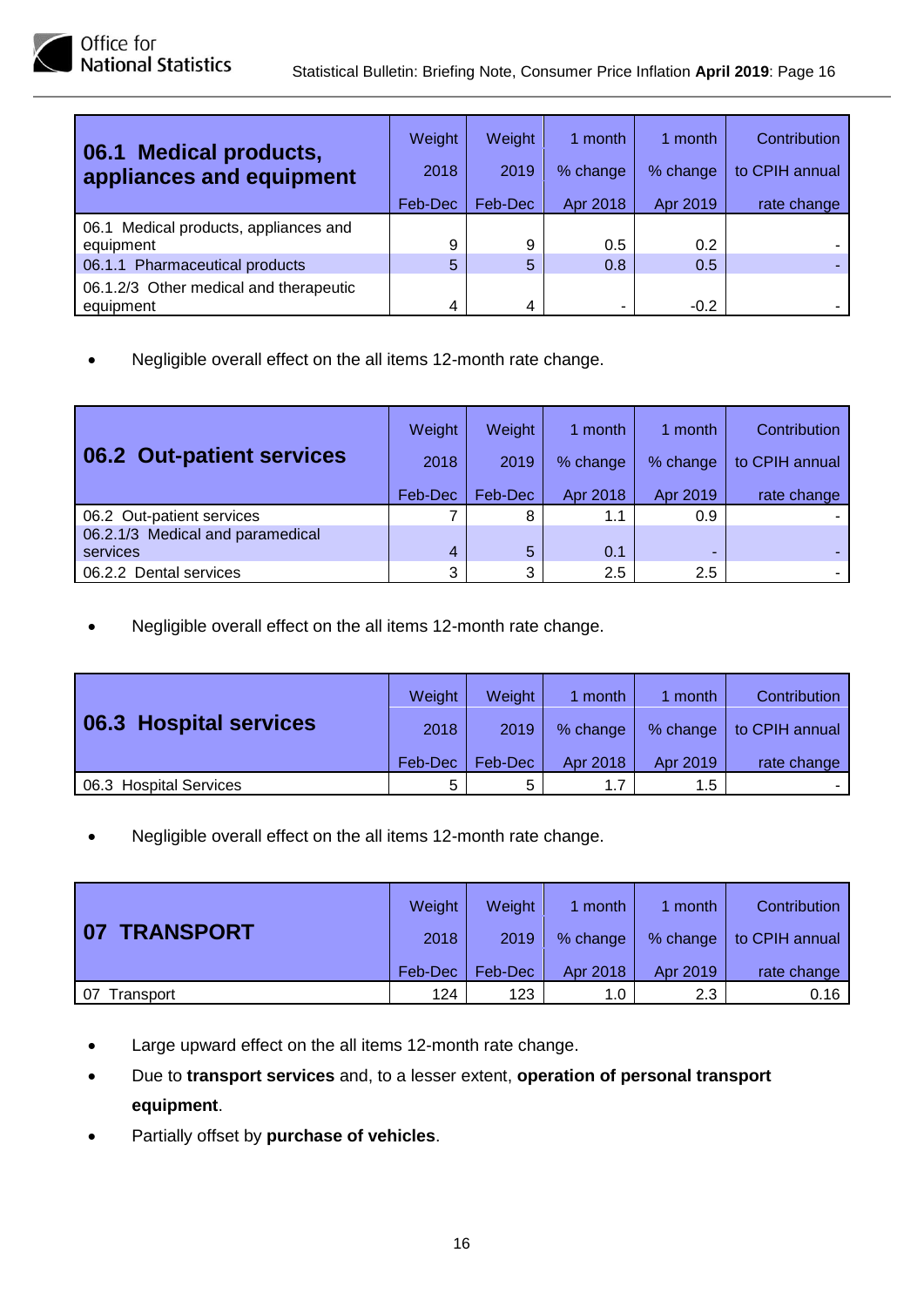| 06.1 Medical products, appliances and equipment | Weight 2018 Feb-Dec | Weight 2019 Feb-Dec | 1 month % change Apr 2018 | 1 month % change Apr 2019 | Contribution to CPIH annual rate change |
|---|---|---|---|---|---|
| 06.1 Medical products, appliances and equipment | 9 | 9 | 0.5 | 0.2 | - |
| 06.1.1 Pharmaceutical products | 5 | 5 | 0.8 | 0.5 | - |
| 06.1.2/3 Other medical and therapeutic equipment | 4 | 4 | - | -0.2 | - |

- Negligible overall effect on the all items 12-month rate change.

| 06.2 Out-patient services | Weight 2018 Feb-Dec | Weight 2019 Feb-Dec | 1 month % change Apr 2018 | 1 month % change Apr 2019 | Contribution to CPIH annual rate change |
|---|---|---|---|---|---|
| 06.2 Out-patient services | 7 | 8 | 1.1 | 0.9 | - |
| 06.2.1/3 Medical and paramedical services | 4 | 5 | 0.1 | - | - |
| 06.2.2 Dental services | 3 | 3 | 2.5 | 2.5 | - |

- Negligible overall effect on the all items 12-month rate change.

| 06.3 Hospital services | Weight 2018 Feb-Dec | Weight 2019 Feb-Dec | 1 month % change Apr 2018 | 1 month % change Apr 2019 | Contribution to CPIH annual rate change |
|---|---|---|---|---|---|
| 06.3 Hospital Services | 5 | 5 | 1.7 | 1.5 | - |

- Negligible overall effect on the all items 12-month rate change.

| 07 TRANSPORT | Weight 2018 Feb-Dec | Weight 2019 Feb-Dec | 1 month % change Apr 2018 | 1 month % change Apr 2019 | Contribution to CPIH annual rate change |
|---|---|---|---|---|---|
| 07 Transport | 124 | 123 | 1.0 | 2.3 | 0.16 |

- Large upward effect on the all items 12-month rate change.
- Due to **transport services** and, to a lesser extent, **operation of personal transport equipment**.
- Partially offset by **purchase of vehicles**.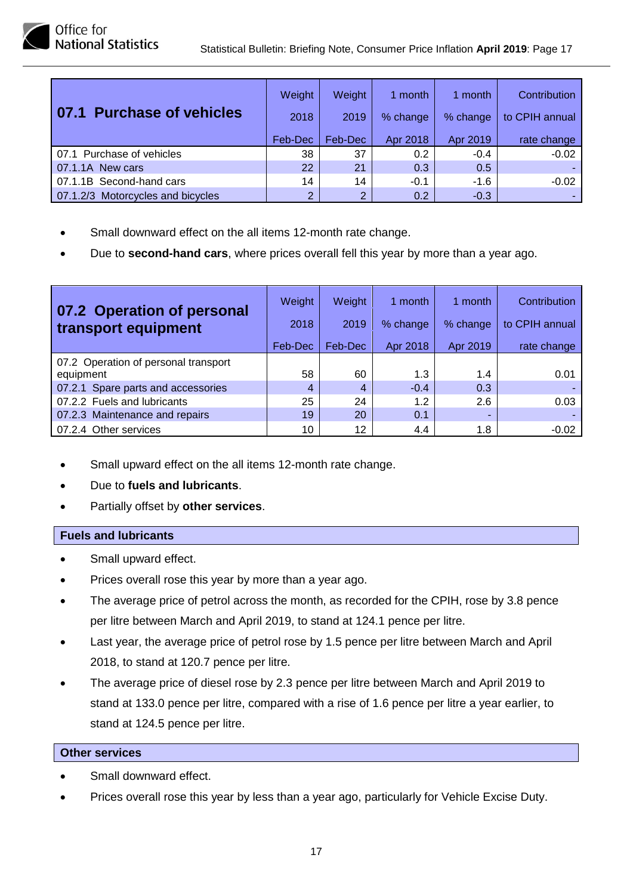| 07.1 Purchase of vehicles | Weight 2018 Feb-Dec | Weight 2019 Feb-Dec | 1 month % change Apr 2018 | 1 month % change Apr 2019 | Contribution to CPIH annual rate change |
|---|---|---|---|---|---|
| 07.1 Purchase of vehicles | 38 | 37 | 0.2 | -0.4 | -0.02 |
| 07.1.1A New cars | 22 | 21 | 0.3 | 0.5 | - |
| 07.1.1B Second-hand cars | 14 | 14 | -0.1 | -1.6 | -0.02 |
| 07.1.2/3 Motorcycles and bicycles | 2 | 2 | 0.2 | -0.3 | - |

- Small downward effect on the all items 12-month rate change.
- Due to **second-hand cars**, where prices overall fell this year by more than a year ago.

| 07.2 Operation of personal transport equipment | Weight 2018 Feb-Dec | Weight 2019 Feb-Dec | 1 month % change Apr 2018 | 1 month % change Apr 2019 | Contribution to CPIH annual rate change |
|---|---|---|---|---|---|
| 07.2 Operation of personal transport equipment | 58 | 60 | 1.3 | 1.4 | 0.01 |
| 07.2.1 Spare parts and accessories | 4 | 4 | -0.4 | 0.3 | - |
| 07.2.2 Fuels and lubricants | 25 | 24 | 1.2 | 2.6 | 0.03 |
| 07.2.3 Maintenance and repairs | 19 | 20 | 0.1 | - | - |
| 07.2.4 Other services | 10 | 12 | 4.4 | 1.8 | -0.02 |

- Small upward effect on the all items 12-month rate change.
- Due to **fuels and lubricants**.
- Partially offset by **other services**.

### Fuels and lubricants

- Small upward effect.
- Prices overall rose this year by more than a year ago.
- The average price of petrol across the month, as recorded for the CPIH, rose by 3.8 pence per litre between March and April 2019, to stand at 124.1 pence per litre.
- Last year, the average price of petrol rose by 1.5 pence per litre between March and April 2018, to stand at 120.7 pence per litre.
- The average price of diesel rose by 2.3 pence per litre between March and April 2019 to stand at 133.0 pence per litre, compared with a rise of 1.6 pence per litre a year earlier, to stand at 124.5 pence per litre.

### Other services

- Small downward effect.
- Prices overall rose this year by less than a year ago, particularly for Vehicle Excise Duty.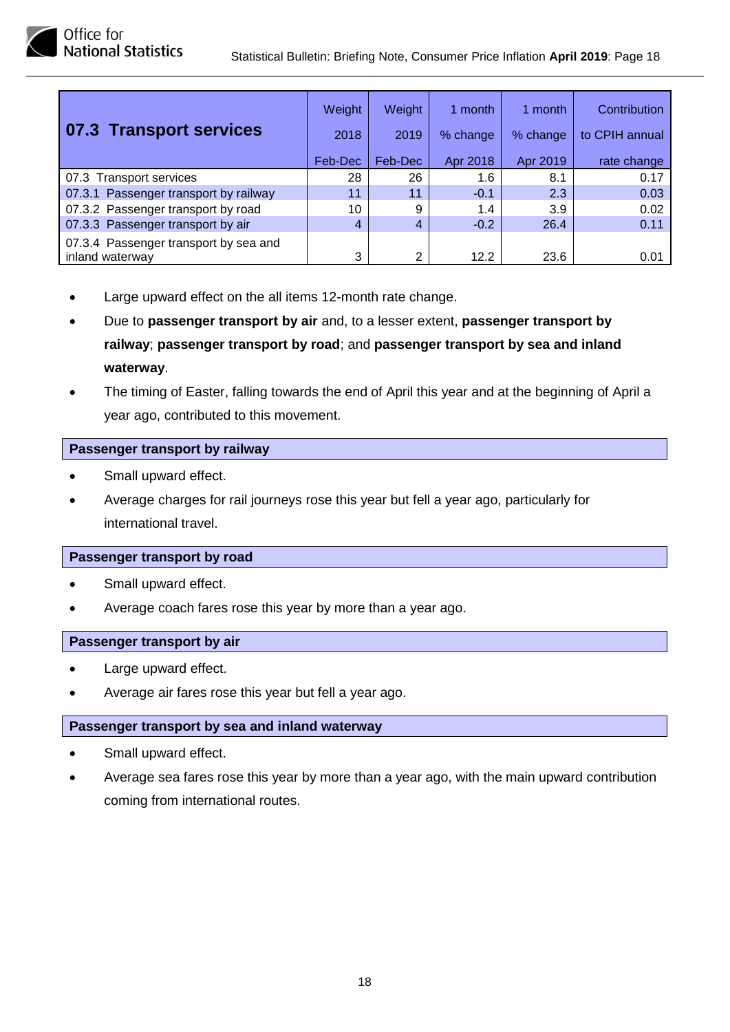| 07.3 Transport services | Weight 2018 Feb-Dec | Weight 2019 Feb-Dec | 1 month % change Apr 2018 | 1 month % change Apr 2019 | Contribution to CPIH annual rate change |
|---|---|---|---|---|---|
| 07.3 Transport services | 28 | 26 | 1.6 | 8.1 | 0.17 |
| 07.3.1 Passenger transport by railway | 11 | 11 | -0.1 | 2.3 | 0.03 |
| 07.3.2 Passenger transport by road | 10 | 9 | 1.4 | 3.9 | 0.02 |
| 07.3.3 Passenger transport by air | 4 | 4 | -0.2 | 26.4 | 0.11 |
| 07.3.4 Passenger transport by sea and inland waterway | 3 | 2 | 12.2 | 23.6 | 0.01 |

- Large upward effect on the all items 12-month rate change.
- Due to **passenger transport by air** and, to a lesser extent, **passenger transport by railway**; **passenger transport by road**; and **passenger transport by sea and inland waterway**.
- The timing of Easter, falling towards the end of April this year and at the beginning of April a year ago, contributed to this movement.

**Passenger transport by railway**

- Small upward effect.
- Average charges for rail journeys rose this year but fell a year ago, particularly for international travel.

**Passenger transport by road**

- Small upward effect.
- Average coach fares rose this year by more than a year ago.

**Passenger transport by air**

- Large upward effect.
- Average air fares rose this year but fell a year ago.

**Passenger transport by sea and inland waterway**

- Small upward effect.
- Average sea fares rose this year by more than a year ago, with the main upward contribution coming from international routes.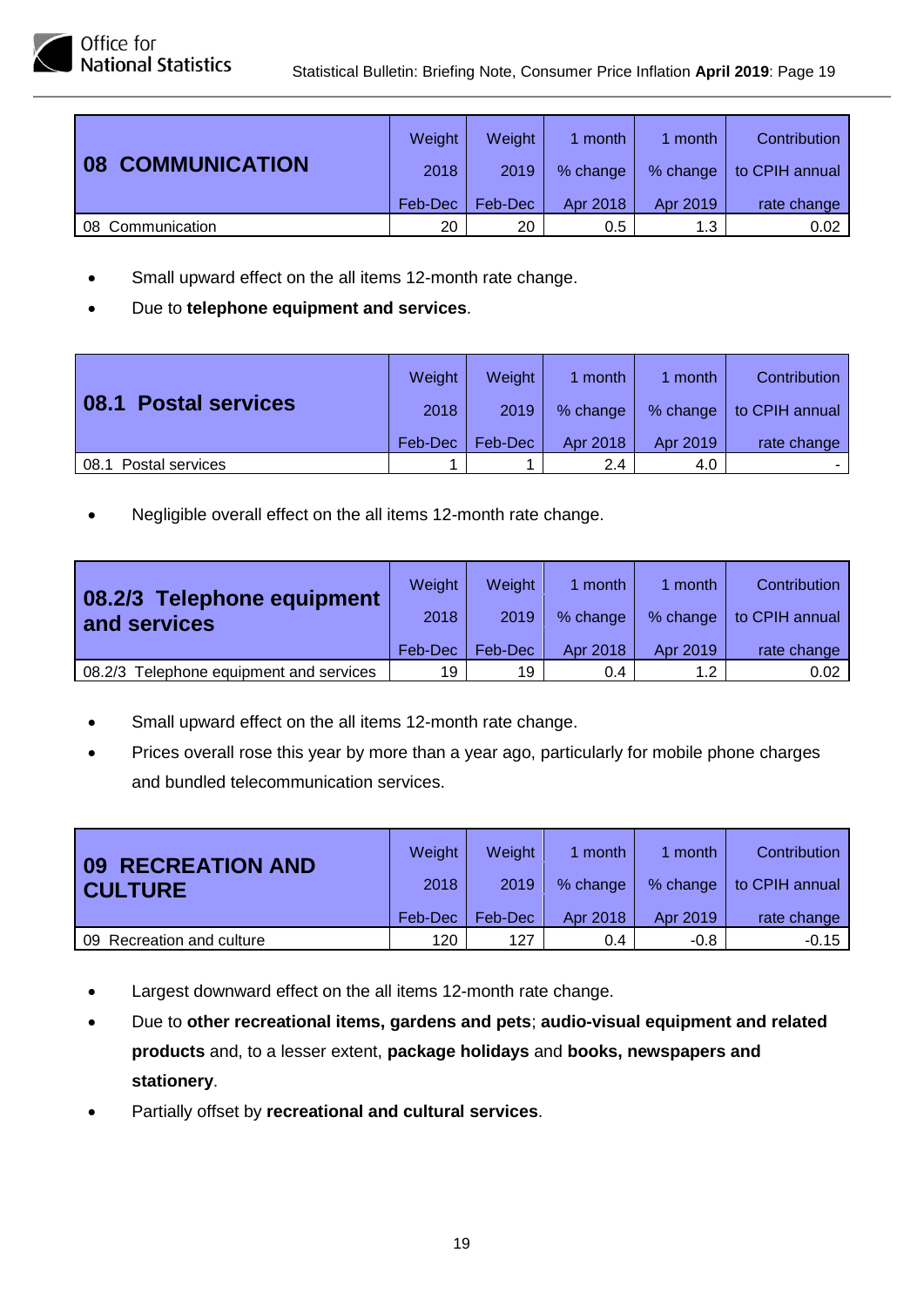| 08 COMMUNICATION | Weight 2018 Feb-Dec | Weight 2019 Feb-Dec | 1 month % change Apr 2018 | 1 month % change Apr 2019 | Contribution to CPIH annual rate change |
|---|---|---|---|---|---|
| 08 Communication | 20 | 20 | 0.5 | 1.3 | 0.02 |

- Small upward effect on the all items 12-month rate change.
- Due to **telephone equipment and services**.

| 08.1 Postal services | Weight 2018 Feb-Dec | Weight 2019 Feb-Dec | 1 month % change Apr 2018 | 1 month % change Apr 2019 | Contribution to CPIH annual rate change |
|---|---|---|---|---|---|
| 08.1 Postal services | 1 | 1 | 2.4 | 4.0 | - |

- Negligible overall effect on the all items 12-month rate change.

| 08.2/3 Telephone equipment and services | Weight 2018 Feb-Dec | Weight 2019 Feb-Dec | 1 month % change Apr 2018 | 1 month % change Apr 2019 | Contribution to CPIH annual rate change |
|---|---|---|---|---|---|
| 08.2/3 Telephone equipment and services | 19 | 19 | 0.4 | 1.2 | 0.02 |

- Small upward effect on the all items 12-month rate change.
- Prices overall rose this year by more than a year ago, particularly for mobile phone charges and bundled telecommunication services.

| 09 RECREATION AND CULTURE | Weight 2018 Feb-Dec | Weight 2019 Feb-Dec | 1 month % change Apr 2018 | 1 month % change Apr 2019 | Contribution to CPIH annual rate change |
|---|---|---|---|---|---|
| 09 Recreation and culture | 120 | 127 | 0.4 | -0.8 | -0.15 |

- Largest downward effect on the all items 12-month rate change.
- Due to **other recreational items, gardens and pets**; **audio-visual equipment and related products** and, to a lesser extent, **package holidays** and **books, newspapers and stationery**.
- Partially offset by **recreational and cultural services**.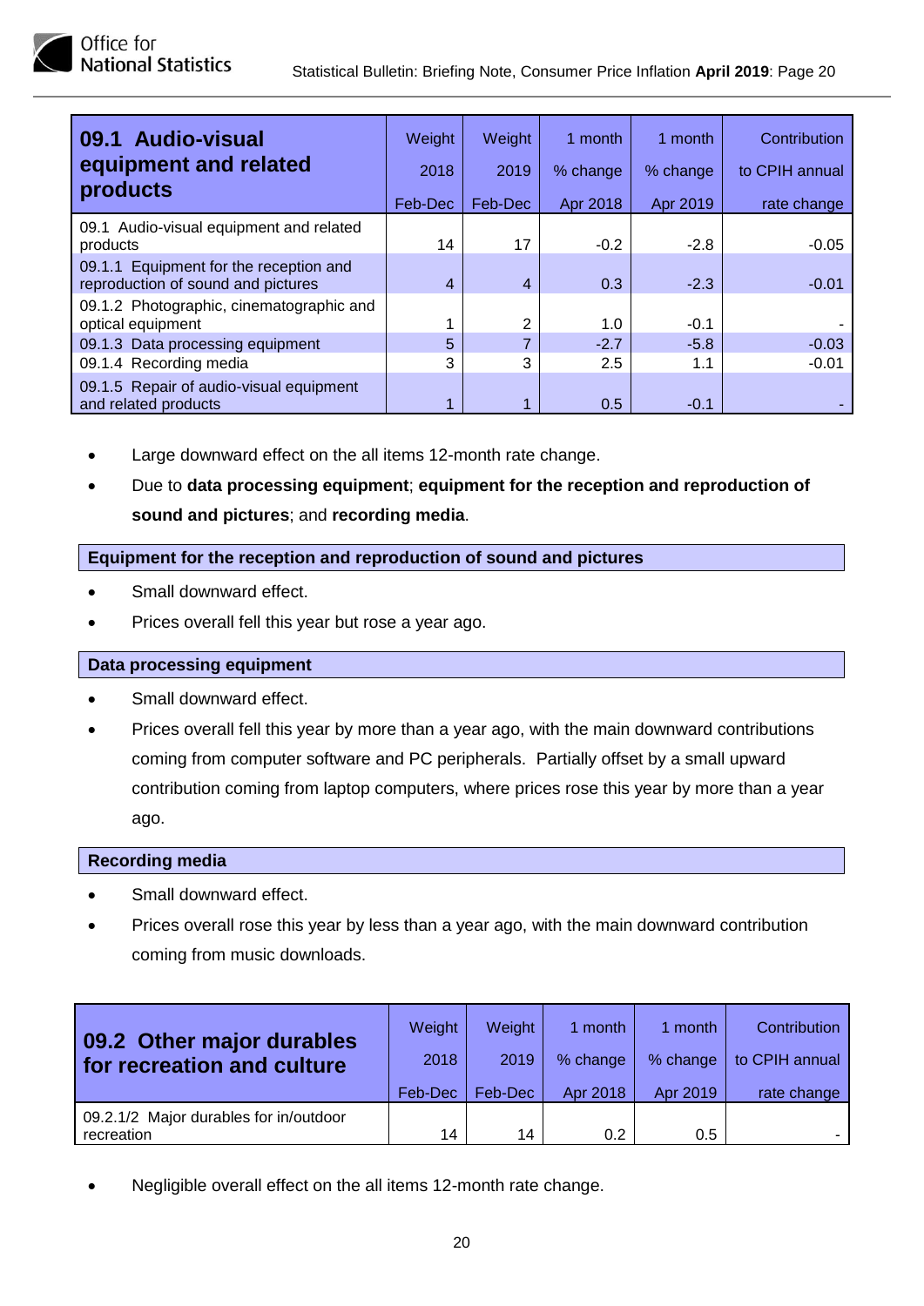| 09.1 Audio-visual equipment and related products | Weight 2018 Feb-Dec | Weight 2019 Feb-Dec | 1 month % change Apr 2018 | 1 month % change Apr 2019 | Contribution to CPIH annual rate change |
|---|---|---|---|---|---|
| 09.1 Audio-visual equipment and related products | 14 | 17 | -0.2 | -2.8 | -0.05 |
| 09.1.1 Equipment for the reception and reproduction of sound and pictures | 4 | 4 | 0.3 | -2.3 | -0.01 |
| 09.1.2 Photographic, cinematographic and optical equipment | 1 | 2 | 1.0 | -0.1 | - |
| 09.1.3 Data processing equipment | 5 | 7 | -2.7 | -5.8 | -0.03 |
| 09.1.4 Recording media | 3 | 3 | 2.5 | 1.1 | -0.01 |
| 09.1.5 Repair of audio-visual equipment and related products | 1 | 1 | 0.5 | -0.1 | - |

- Large downward effect on the all items 12-month rate change.
- Due to **data processing equipment**; **equipment for the reception and reproduction of sound and pictures**; and **recording media**.

### Equipment for the reception and reproduction of sound and pictures

- Small downward effect.
- Prices overall fell this year but rose a year ago.

### Data processing equipment

- Small downward effect.
- Prices overall fell this year by more than a year ago, with the main downward contributions coming from computer software and PC peripherals. Partially offset by a small upward contribution coming from laptop computers, where prices rose this year by more than a year ago.

### Recording media

- Small downward effect.
- Prices overall rose this year by less than a year ago, with the main downward contribution coming from music downloads.

| 09.2 Other major durables for recreation and culture | Weight 2018 Feb-Dec | Weight 2019 Feb-Dec | 1 month % change Apr 2018 | 1 month % change Apr 2019 | Contribution to CPIH annual rate change |
|---|---|---|---|---|---|
| 09.2.1/2 Major durables for in/outdoor recreation | 14 | 14 | 0.2 | 0.5 | - |

- Negligible overall effect on the all items 12-month rate change.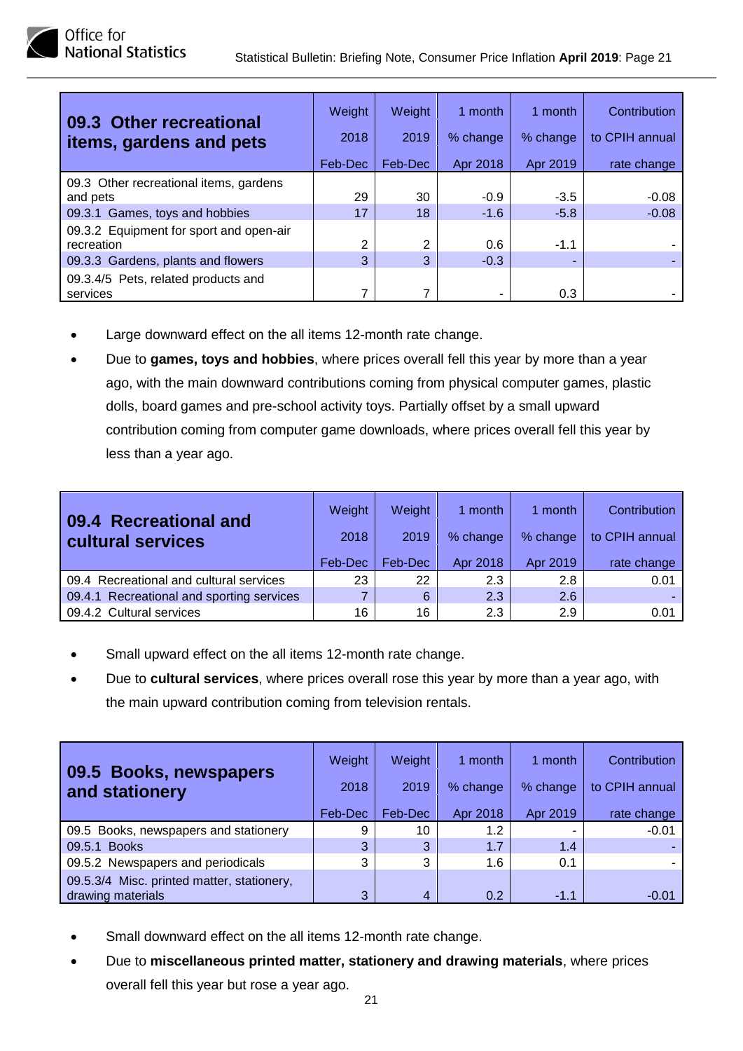| 09.3 Other recreational items, gardens and pets | Weight 2018 Feb-Dec | Weight 2019 Feb-Dec | 1 month % change Apr 2018 | 1 month % change Apr 2019 | Contribution to CPIH annual rate change |
|---|---|---|---|---|---|
| 09.3 Other recreational items, gardens and pets | 29 | 30 | -0.9 | -3.5 | -0.08 |
| 09.3.1 Games, toys and hobbies | 17 | 18 | -1.6 | -5.8 | -0.08 |
| 09.3.2 Equipment for sport and open-air recreation | 2 | 2 | 0.6 | -1.1 | - |
| 09.3.3 Gardens, plants and flowers | 3 | 3 | -0.3 | - | - |
| 09.3.4/5 Pets, related products and services | 7 | 7 | - | 0.3 | - |

- Large downward effect on the all items 12-month rate change.
- Due to **games, toys and hobbies**, where prices overall fell this year by more than a year ago, with the main downward contributions coming from physical computer games, plastic dolls, board games and pre-school activity toys. Partially offset by a small upward contribution coming from computer game downloads, where prices overall fell this year by less than a year ago.

| 09.4 Recreational and cultural services | Weight 2018 Feb-Dec | Weight 2019 Feb-Dec | 1 month % change Apr 2018 | 1 month % change Apr 2019 | Contribution to CPIH annual rate change |
|---|---|---|---|---|---|
| 09.4 Recreational and cultural services | 23 | 22 | 2.3 | 2.8 | 0.01 |
| 09.4.1 Recreational and sporting services | 7 | 6 | 2.3 | 2.6 | - |
| 09.4.2 Cultural services | 16 | 16 | 2.3 | 2.9 | 0.01 |

- Small upward effect on the all items 12-month rate change.
- Due to **cultural services**, where prices overall rose this year by more than a year ago, with the main upward contribution coming from television rentals.

| 09.5 Books, newspapers and stationery | Weight 2018 Feb-Dec | Weight 2019 Feb-Dec | 1 month % change Apr 2018 | 1 month % change Apr 2019 | Contribution to CPIH annual rate change |
|---|---|---|---|---|---|
| 09.5 Books, newspapers and stationery | 9 | 10 | 1.2 | - | -0.01 |
| 09.5.1 Books | 3 | 3 | 1.7 | 1.4 | - |
| 09.5.2 Newspapers and periodicals | 3 | 3 | 1.6 | 0.1 | - |
| 09.5.3/4 Misc. printed matter, stationery, drawing materials | 3 | 4 | 0.2 | -1.1 | -0.01 |

- Small downward effect on the all items 12-month rate change.
- Due to **miscellaneous printed matter, stationery and drawing materials**, where prices overall fell this year but rose a year ago.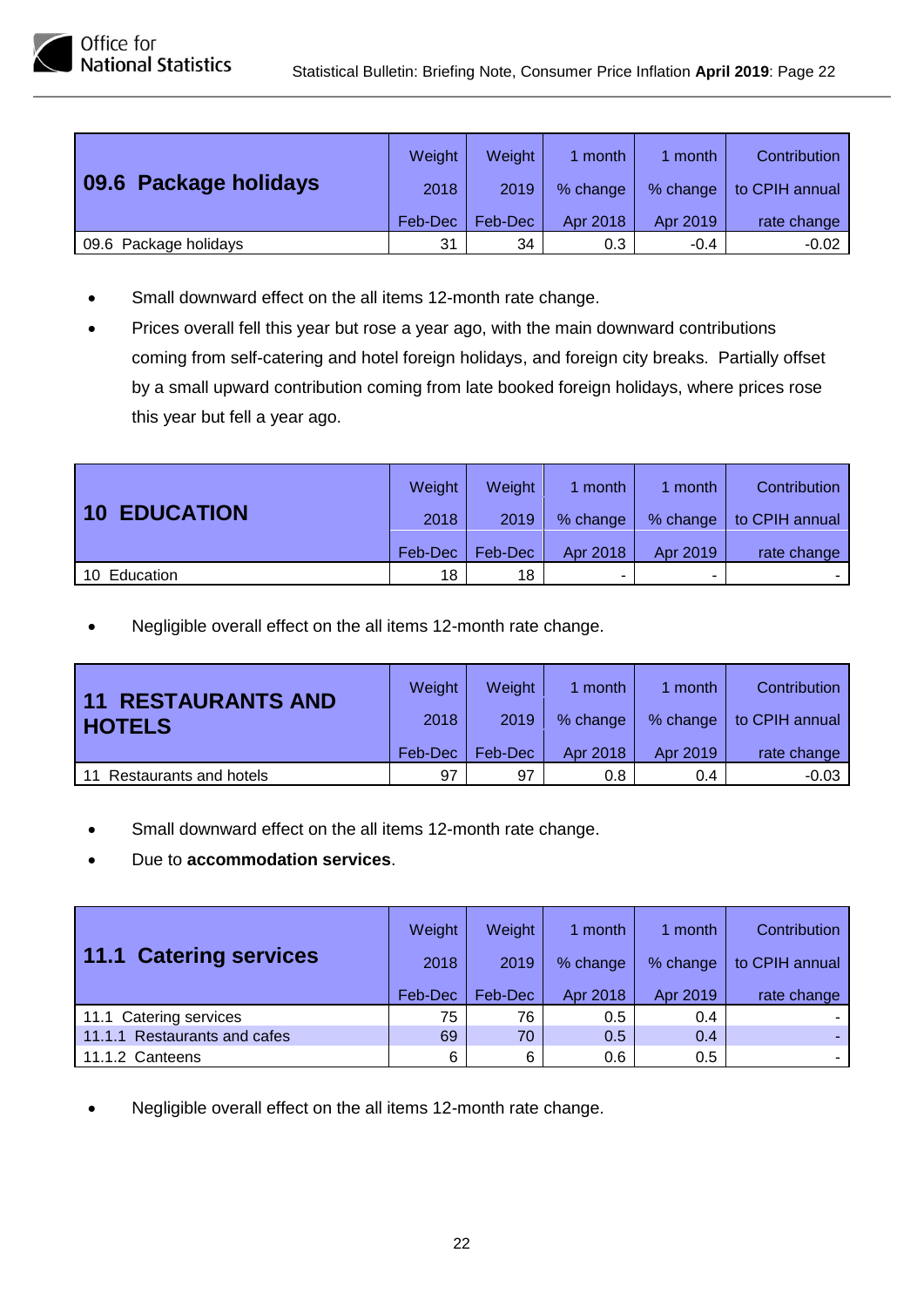| 09.6 Package holidays | Weight 2018 Feb-Dec | Weight 2019 Feb-Dec | 1 month % change Apr 2018 | 1 month % change Apr 2019 | Contribution to CPIH annual rate change |
|---|---|---|---|---|---|
| 09.6 Package holidays | 31 | 34 | 0.3 | -0.4 | -0.02 |

- Small downward effect on the all items 12-month rate change.
- Prices overall fell this year but rose a year ago, with the main downward contributions coming from self-catering and hotel foreign holidays, and foreign city breaks. Partially offset by a small upward contribution coming from late booked foreign holidays, where prices rose this year but fell a year ago.

| 10 EDUCATION | Weight 2018 Feb-Dec | Weight 2019 Feb-Dec | 1 month % change Apr 2018 | 1 month % change Apr 2019 | Contribution to CPIH annual rate change |
|---|---|---|---|---|---|
| 10 Education | 18 | 18 | - | - | - |

- Negligible overall effect on the all items 12-month rate change.

| 11 RESTAURANTS AND HOTELS | Weight 2018 Feb-Dec | Weight 2019 Feb-Dec | 1 month % change Apr 2018 | 1 month % change Apr 2019 | Contribution to CPIH annual rate change |
|---|---|---|---|---|---|
| 11 Restaurants and hotels | 97 | 97 | 0.8 | 0.4 | -0.03 |

- Small downward effect on the all items 12-month rate change.
- Due to **accommodation services**.

| 11.1 Catering services | Weight 2018 Feb-Dec | Weight 2019 Feb-Dec | 1 month % change Apr 2018 | 1 month % change Apr 2019 | Contribution to CPIH annual rate change |
|---|---|---|---|---|---|
| 11.1 Catering services | 75 | 76 | 0.5 | 0.4 | - |
| 11.1.1 Restaurants and cafes | 69 | 70 | 0.5 | 0.4 | - |
| 11.1.2 Canteens | 6 | 6 | 0.6 | 0.5 | - |

- Negligible overall effect on the all items 12-month rate change.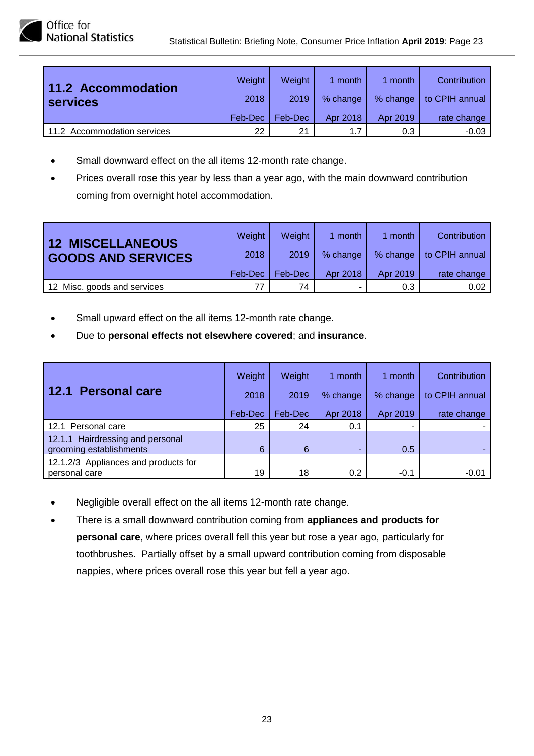| 11.2 Accommodation services | Weight 2018 Feb-Dec | Weight 2019 Feb-Dec | 1 month % change Apr 2018 | 1 month % change Apr 2019 | Contribution to CPIH annual rate change |
|---|---|---|---|---|---|
| 11.2 Accommodation services | 22 | 21 | 1.7 | 0.3 | -0.03 |

- Small downward effect on the all items 12-month rate change.
- Prices overall rose this year by less than a year ago, with the main downward contribution coming from overnight hotel accommodation.

| 12 MISCELLANEOUS GOODS AND SERVICES | Weight 2018 Feb-Dec | Weight 2019 Feb-Dec | 1 month % change Apr 2018 | 1 month % change Apr 2019 | Contribution to CPIH annual rate change |
|---|---|---|---|---|---|
| 12 Misc. goods and services | 77 | 74 | - | 0.3 | 0.02 |

- Small upward effect on the all items 12-month rate change.
- Due to **personal effects not elsewhere covered**; and **insurance**.

| 12.1 Personal care | Weight 2018 Feb-Dec | Weight 2019 Feb-Dec | 1 month % change Apr 2018 | 1 month % change Apr 2019 | Contribution to CPIH annual rate change |
|---|---|---|---|---|---|
| 12.1 Personal care | 25 | 24 | 0.1 | - | - |
| 12.1.1 Hairdressing and personal grooming establishments | 6 | 6 | - | 0.5 | - |
| 12.1.2/3 Appliances and products for personal care | 19 | 18 | 0.2 | -0.1 | -0.01 |

- Negligible overall effect on the all items 12-month rate change.
- There is a small downward contribution coming from **appliances and products for personal care**, where prices overall fell this year but rose a year ago, particularly for toothbrushes. Partially offset by a small upward contribution coming from disposable nappies, where prices overall rose this year but fell a year ago.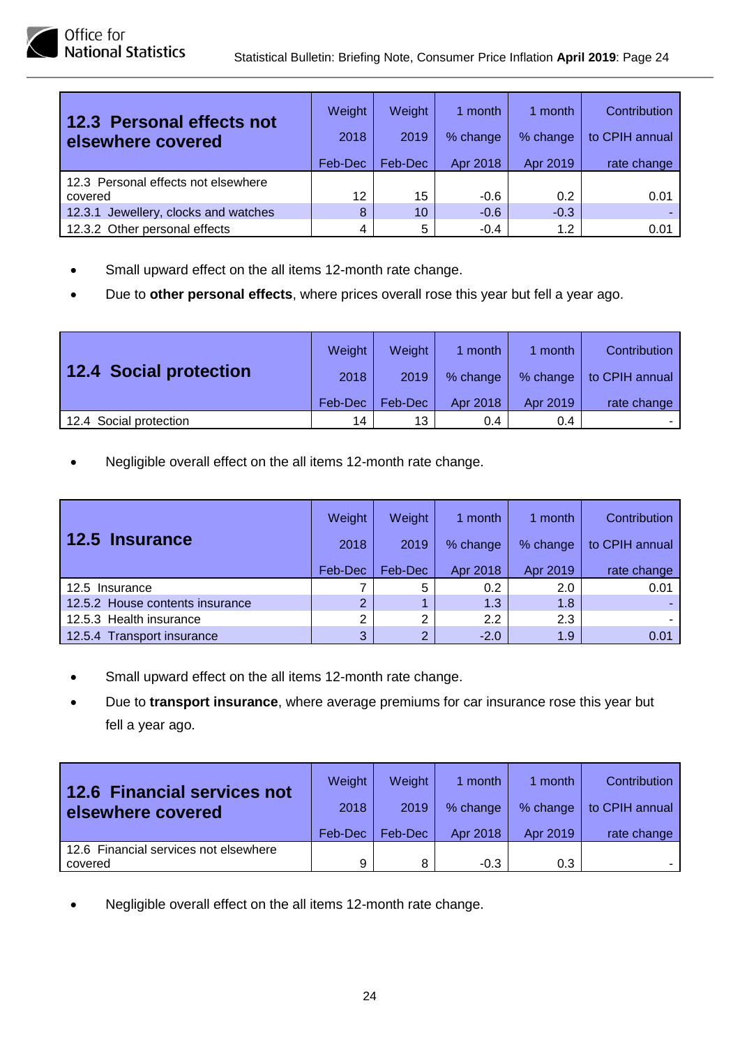| 12.3 Personal effects not elsewhere covered | Weight 2018 Feb-Dec | Weight 2019 Feb-Dec | 1 month % change Apr 2018 | 1 month % change Apr 2019 | Contribution to CPIH annual rate change |
|---|---|---|---|---|---|
| 12.3 Personal effects not elsewhere covered | 12 | 15 | -0.6 | 0.2 | 0.01 |
| 12.3.1 Jewellery, clocks and watches | 8 | 10 | -0.6 | -0.3 | - |
| 12.3.2 Other personal effects | 4 | 5 | -0.4 | 1.2 | 0.01 |

- Small upward effect on the all items 12-month rate change.
- Due to **other personal effects**, where prices overall rose this year but fell a year ago.

| 12.4 Social protection | Weight 2018 Feb-Dec | Weight 2019 Feb-Dec | 1 month % change Apr 2018 | 1 month % change Apr 2019 | Contribution to CPIH annual rate change |
|---|---|---|---|---|---|
| 12.4 Social protection | 14 | 13 | 0.4 | 0.4 | - |

- Negligible overall effect on the all items 12-month rate change.

| 12.5 Insurance | Weight 2018 Feb-Dec | Weight 2019 Feb-Dec | 1 month % change Apr 2018 | 1 month % change Apr 2019 | Contribution to CPIH annual rate change |
|---|---|---|---|---|---|
| 12.5 Insurance | 7 | 5 | 0.2 | 2.0 | 0.01 |
| 12.5.2 House contents insurance | 2 | 1 | 1.3 | 1.8 | - |
| 12.5.3 Health insurance | 2 | 2 | 2.2 | 2.3 | - |
| 12.5.4 Transport insurance | 3 | 2 | -2.0 | 1.9 | 0.01 |

- Small upward effect on the all items 12-month rate change.
- Due to **transport insurance**, where average premiums for car insurance rose this year but fell a year ago.

| 12.6 Financial services not elsewhere covered | Weight 2018 Feb-Dec | Weight 2019 Feb-Dec | 1 month % change Apr 2018 | 1 month % change Apr 2019 | Contribution to CPIH annual rate change |
|---|---|---|---|---|---|
| 12.6 Financial services not elsewhere covered | 9 | 8 | -0.3 | 0.3 | - |

- Negligible overall effect on the all items 12-month rate change.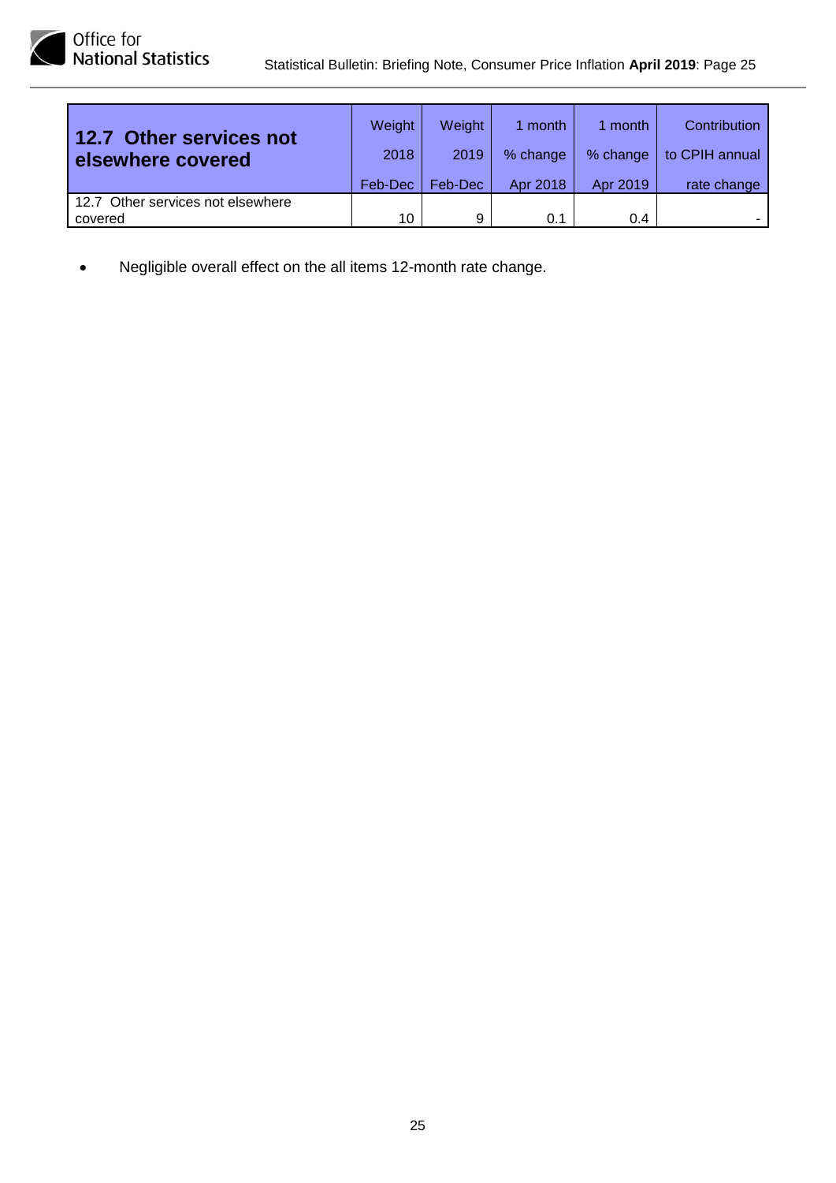| 12.7 Other services not elsewhere covered | Weight 2018 Feb-Dec | Weight 2019 Feb-Dec | 1 month % change Apr 2018 | 1 month % change Apr 2019 | Contribution to CPIH annual rate change |
|---|---|---|---|---|---|
| 12.7 Other services not elsewhere covered | 10 | 9 | 0.1 | 0.4 | - |

- Negligible overall effect on the all items 12-month rate change.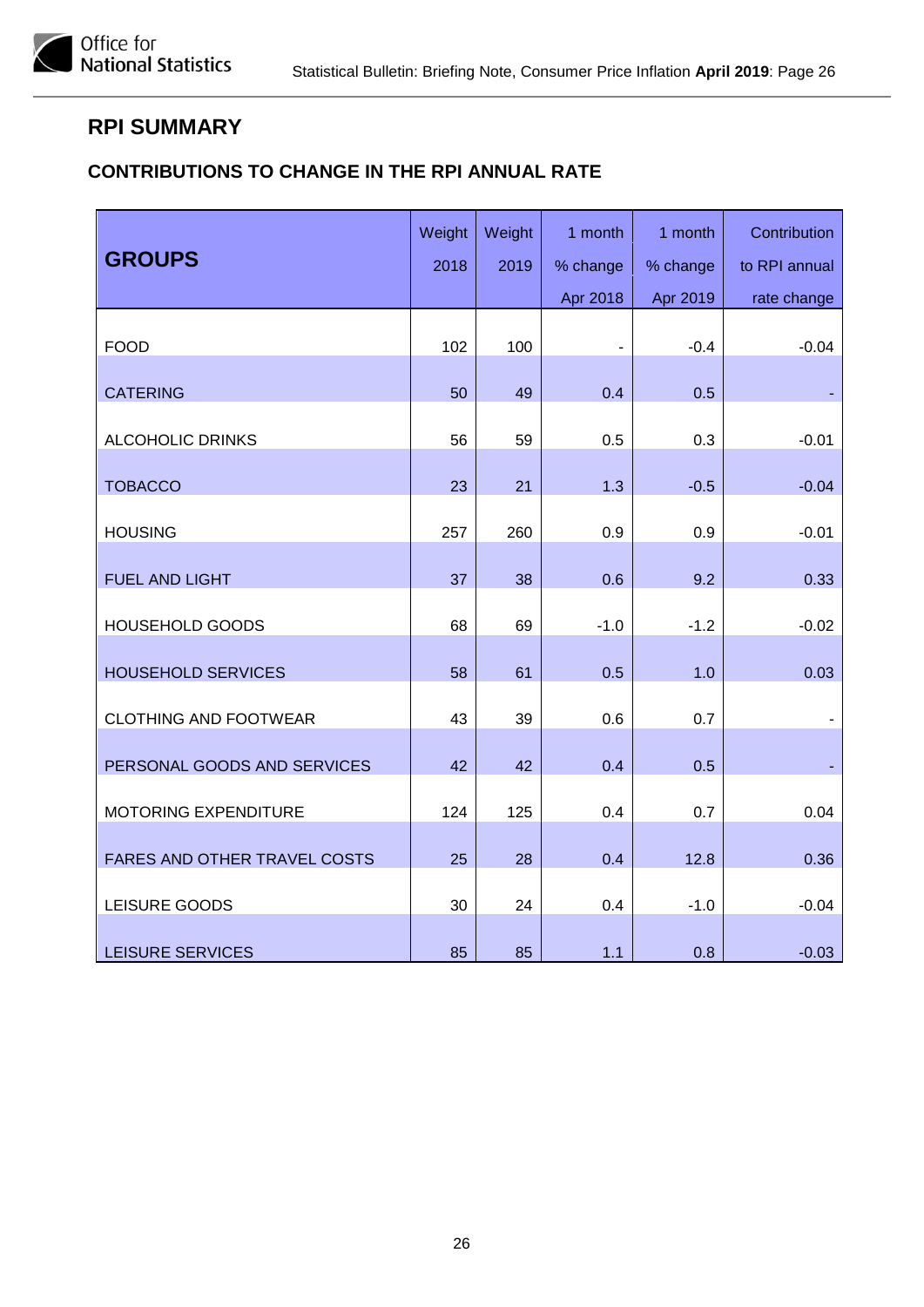## RPI SUMMARY

### CONTRIBUTIONS TO CHANGE IN THE RPI ANNUAL RATE

| GROUPS | Weight 2018 | Weight 2019 | 1 month % change Apr 2018 | 1 month % change Apr 2019 | Contribution to RPI annual rate change |
|---|---|---|---|---|---|
| FOOD | 102 | 100 | - | -0.4 | -0.04 |
| CATERING | 50 | 49 | 0.4 | 0.5 | - |
| ALCOHOLIC DRINKS | 56 | 59 | 0.5 | 0.3 | -0.01 |
| TOBACCO | 23 | 21 | 1.3 | -0.5 | -0.04 |
| HOUSING | 257 | 260 | 0.9 | 0.9 | -0.01 |
| FUEL AND LIGHT | 37 | 38 | 0.6 | 9.2 | 0.33 |
| HOUSEHOLD GOODS | 68 | 69 | -1.0 | -1.2 | -0.02 |
| HOUSEHOLD SERVICES | 58 | 61 | 0.5 | 1.0 | 0.03 |
| CLOTHING AND FOOTWEAR | 43 | 39 | 0.6 | 0.7 | - |
| PERSONAL GOODS AND SERVICES | 42 | 42 | 0.4 | 0.5 | - |
| MOTORING EXPENDITURE | 124 | 125 | 0.4 | 0.7 | 0.04 |
| FARES AND OTHER TRAVEL COSTS | 25 | 28 | 0.4 | 12.8 | 0.36 |
| LEISURE GOODS | 30 | 24 | 0.4 | -1.0 | -0.04 |
| LEISURE SERVICES | 85 | 85 | 1.1 | 0.8 | -0.03 |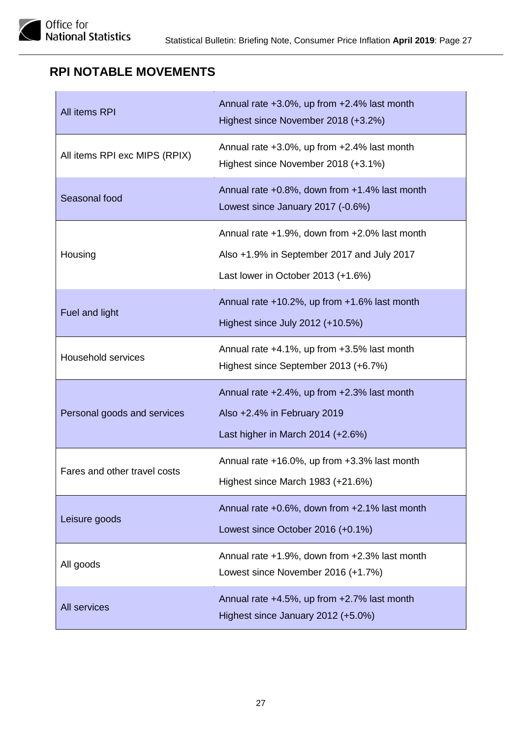## RPI NOTABLE MOVEMENTS

| | |
|---|---|
| All items RPI | Annual rate +3.0%, up from +2.4% last month<br>Highest since November 2018 (+3.2%) |
| All items RPI exc MIPS (RPIX) | Annual rate +3.0%, up from +2.4% last month<br>Highest since November 2018 (+3.1%) |
| Seasonal food | Annual rate +0.8%, down from +1.4% last month<br>Lowest since January 2017 (-0.6%) |
| Housing | Annual rate +1.9%, down from +2.0% last month<br>Also +1.9% in September 2017 and July 2017<br>Last lower in October 2013 (+1.6%) |
| Fuel and light | Annual rate +10.2%, up from +1.6% last month<br>Highest since July 2012 (+10.5%) |
| Household services | Annual rate +4.1%, up from +3.5% last month<br>Highest since September 2013 (+6.7%) |
| Personal goods and services | Annual rate +2.4%, up from +2.3% last month<br>Also +2.4% in February 2019<br>Last higher in March 2014 (+2.6%) |
| Fares and other travel costs | Annual rate +16.0%, up from +3.3% last month<br>Highest since March 1983 (+21.6%) |
| Leisure goods | Annual rate +0.6%, down from +2.1% last month<br>Lowest since October 2016 (+0.1%) |
| All goods | Annual rate +1.9%, down from +2.3% last month<br>Lowest since November 2016 (+1.7%) |
| All services | Annual rate +4.5%, up from +2.7% last month<br>Highest since January 2012 (+5.0%) |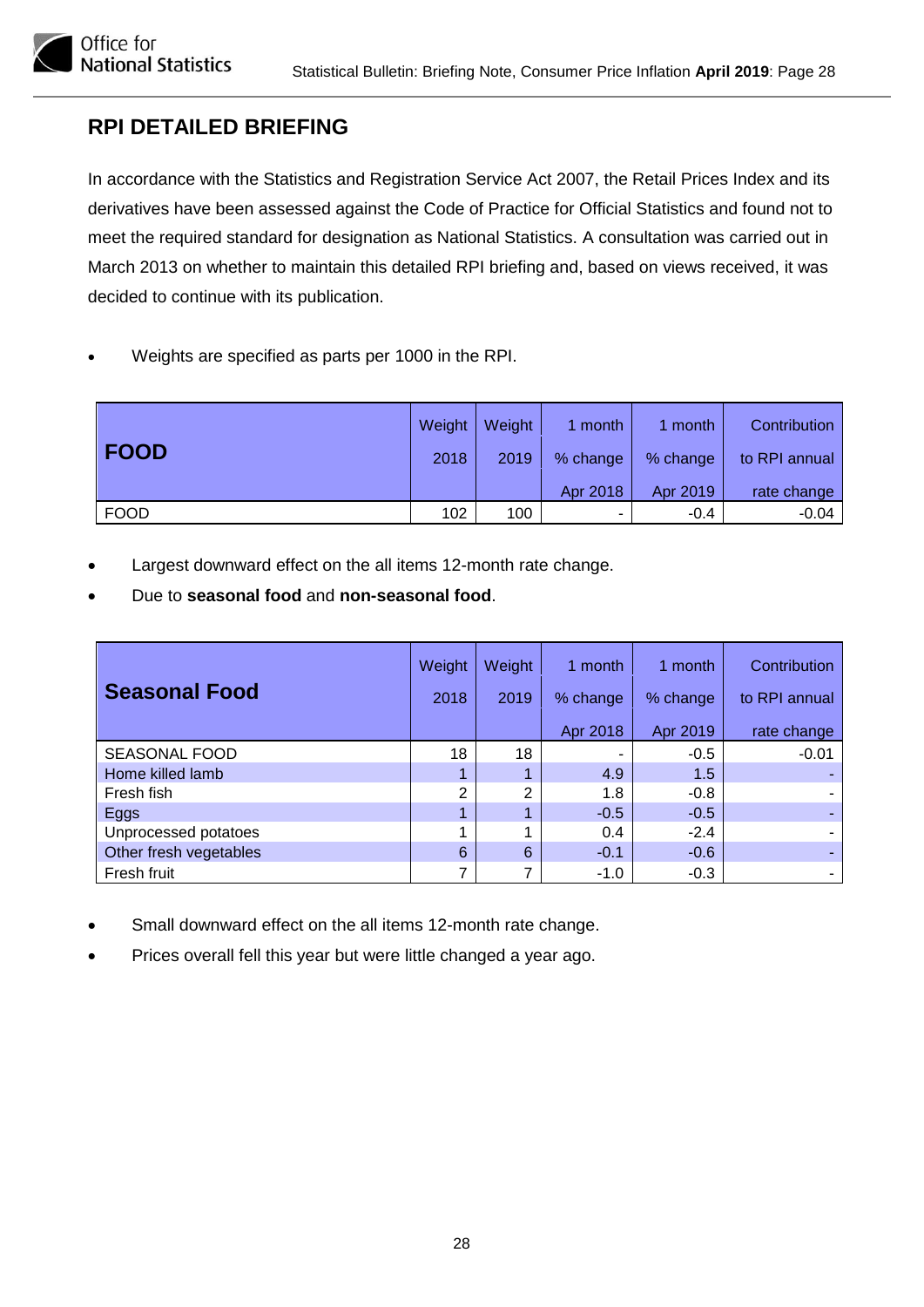## RPI DETAILED BRIEFING

In accordance with the Statistics and Registration Service Act 2007, the Retail Prices Index and its derivatives have been assessed against the Code of Practice for Official Statistics and found not to meet the required standard for designation as National Statistics. A consultation was carried out in March 2013 on whether to maintain this detailed RPI briefing and, based on views received, it was decided to continue with its publication.

- Weights are specified as parts per 1000 in the RPI.

| **FOOD** | Weight 2018 | Weight 2019 | 1 month % change Apr 2018 | 1 month % change Apr 2019 | Contribution to RPI annual rate change |
|---|---|---|---|---|---|
| FOOD | 102 | 100 | - | -0.4 | -0.04 |

- Largest downward effect on the all items 12-month rate change.
- Due to **seasonal food** and **non-seasonal food**.

| **Seasonal Food** | Weight 2018 | Weight 2019 | 1 month % change Apr 2018 | 1 month % change Apr 2019 | Contribution to RPI annual rate change |
|---|---|---|---|---|---|
| SEASONAL FOOD | 18 | 18 | - | -0.5 | -0.01 |
| Home killed lamb | 1 | 1 | 4.9 | 1.5 | - |
| Fresh fish | 2 | 2 | 1.8 | -0.8 | - |
| Eggs | 1 | 1 | -0.5 | -0.5 | - |
| Unprocessed potatoes | 1 | 1 | 0.4 | -2.4 | - |
| Other fresh vegetables | 6 | 6 | -0.1 | -0.6 | - |
| Fresh fruit | 7 | 7 | -1.0 | -0.3 | - |

- Small downward effect on the all items 12-month rate change.
- Prices overall fell this year but were little changed a year ago.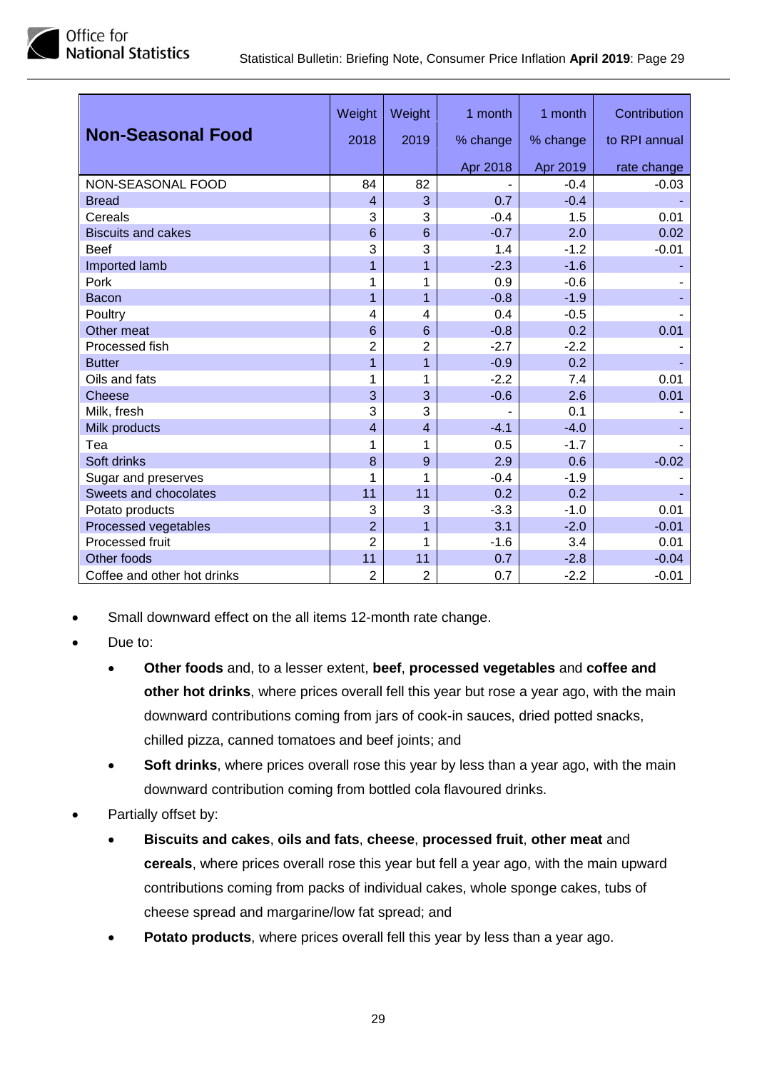| Non-Seasonal Food | Weight 2018 | Weight 2019 | 1 month % change Apr 2018 | 1 month % change Apr 2019 | Contribution to RPI annual rate change |
|---|---|---|---|---|---|
| NON-SEASONAL FOOD | 84 | 82 | - | -0.4 | -0.03 |
| Bread | 4 | 3 | 0.7 | -0.4 | - |
| Cereals | 3 | 3 | -0.4 | 1.5 | 0.01 |
| Biscuits and cakes | 6 | 6 | -0.7 | 2.0 | 0.02 |
| Beef | 3 | 3 | 1.4 | -1.2 | -0.01 |
| Imported lamb | 1 | 1 | -2.3 | -1.6 | - |
| Pork | 1 | 1 | 0.9 | -0.6 | - |
| Bacon | 1 | 1 | -0.8 | -1.9 | - |
| Poultry | 4 | 4 | 0.4 | -0.5 | - |
| Other meat | 6 | 6 | -0.8 | 0.2 | 0.01 |
| Processed fish | 2 | 2 | -2.7 | -2.2 | - |
| Butter | 1 | 1 | -0.9 | 0.2 | - |
| Oils and fats | 1 | 1 | -2.2 | 7.4 | 0.01 |
| Cheese | 3 | 3 | -0.6 | 2.6 | 0.01 |
| Milk, fresh | 3 | 3 | - | 0.1 | - |
| Milk products | 4 | 4 | -4.1 | -4.0 | - |
| Tea | 1 | 1 | 0.5 | -1.7 | - |
| Soft drinks | 8 | 9 | 2.9 | 0.6 | -0.02 |
| Sugar and preserves | 1 | 1 | -0.4 | -1.9 | - |
| Sweets and chocolates | 11 | 11 | 0.2 | 0.2 | - |
| Potato products | 3 | 3 | -3.3 | -1.0 | 0.01 |
| Processed vegetables | 2 | 1 | 3.1 | -2.0 | -0.01 |
| Processed fruit | 2 | 1 | -1.6 | 3.4 | 0.01 |
| Other foods | 11 | 11 | 0.7 | -2.8 | -0.04 |
| Coffee and other hot drinks | 2 | 2 | 0.7 | -2.2 | -0.01 |

- Small downward effect on the all items 12-month rate change.
- Due to:
  - **Other foods** and, to a lesser extent, **beef**, **processed vegetables** and **coffee and other hot drinks**, where prices overall fell this year but rose a year ago, with the main downward contributions coming from jars of cook-in sauces, dried potted snacks, chilled pizza, canned tomatoes and beef joints; and
  - **Soft drinks**, where prices overall rose this year by less than a year ago, with the main downward contribution coming from bottled cola flavoured drinks.
- Partially offset by:
  - **Biscuits and cakes**, **oils and fats**, **cheese**, **processed fruit**, **other meat** and **cereals**, where prices overall rose this year but fell a year ago, with the main upward contributions coming from packs of individual cakes, whole sponge cakes, tubs of cheese spread and margarine/low fat spread; and
  - **Potato products**, where prices overall fell this year by less than a year ago.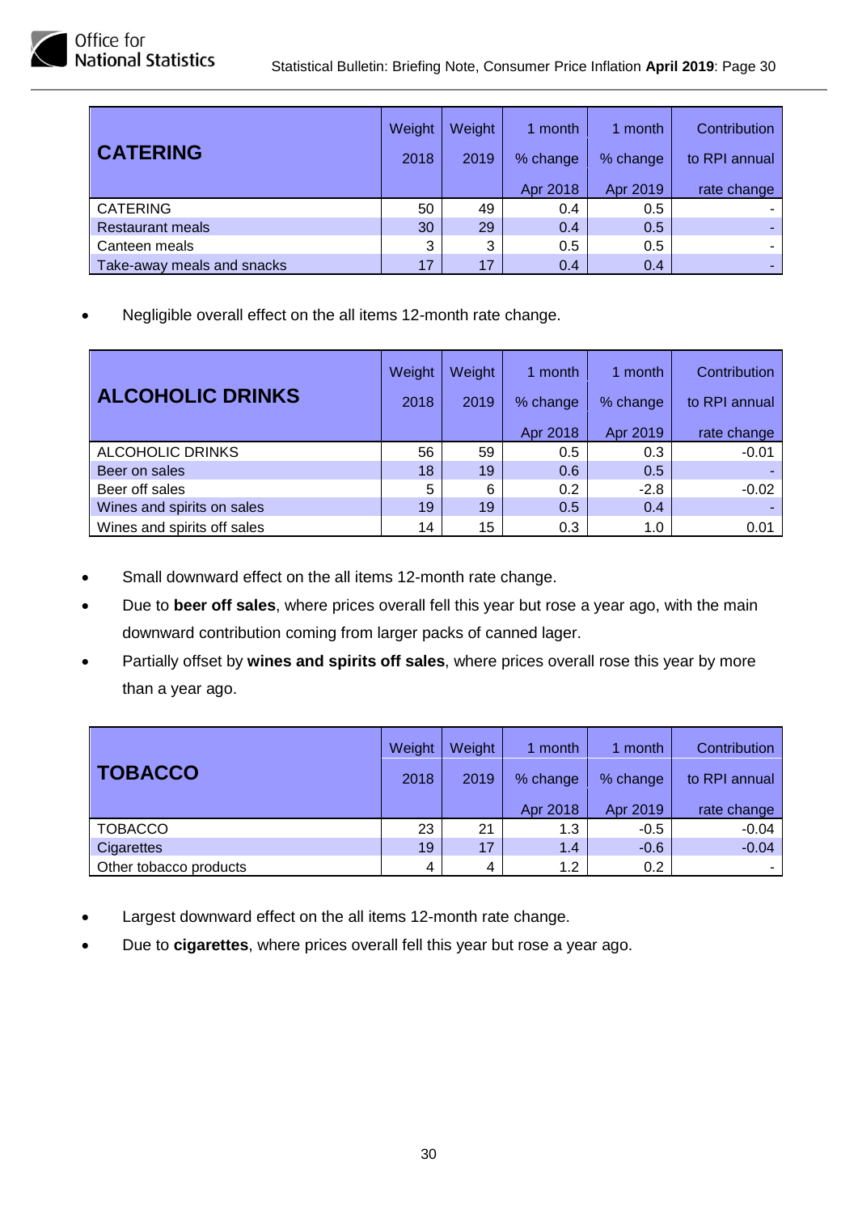| CATERING | Weight 2018 | Weight 2019 | 1 month % change Apr 2018 | 1 month % change Apr 2019 | Contribution to RPI annual rate change |
|---|---|---|---|---|---|
| CATERING | 50 | 49 | 0.4 | 0.5 | - |
| Restaurant meals | 30 | 29 | 0.4 | 0.5 | - |
| Canteen meals | 3 | 3 | 0.5 | 0.5 | - |
| Take-away meals and snacks | 17 | 17 | 0.4 | 0.4 | - |

- Negligible overall effect on the all items 12-month rate change.

| ALCOHOLIC DRINKS | Weight 2018 | Weight 2019 | 1 month % change Apr 2018 | 1 month % change Apr 2019 | Contribution to RPI annual rate change |
|---|---|---|---|---|---|
| ALCOHOLIC DRINKS | 56 | 59 | 0.5 | 0.3 | -0.01 |
| Beer on sales | 18 | 19 | 0.6 | 0.5 | - |
| Beer off sales | 5 | 6 | 0.2 | -2.8 | -0.02 |
| Wines and spirits on sales | 19 | 19 | 0.5 | 0.4 | - |
| Wines and spirits off sales | 14 | 15 | 0.3 | 1.0 | 0.01 |

- Small downward effect on the all items 12-month rate change.
- Due to **beer off sales**, where prices overall fell this year but rose a year ago, with the main downward contribution coming from larger packs of canned lager.
- Partially offset by **wines and spirits off sales**, where prices overall rose this year by more than a year ago.

| TOBACCO | Weight 2018 | Weight 2019 | 1 month % change Apr 2018 | 1 month % change Apr 2019 | Contribution to RPI annual rate change |
|---|---|---|---|---|---|
| TOBACCO | 23 | 21 | 1.3 | -0.5 | -0.04 |
| Cigarettes | 19 | 17 | 1.4 | -0.6 | -0.04 |
| Other tobacco products | 4 | 4 | 1.2 | 0.2 | - |

- Largest downward effect on the all items 12-month rate change.
- Due to **cigarettes**, where prices overall fell this year but rose a year ago.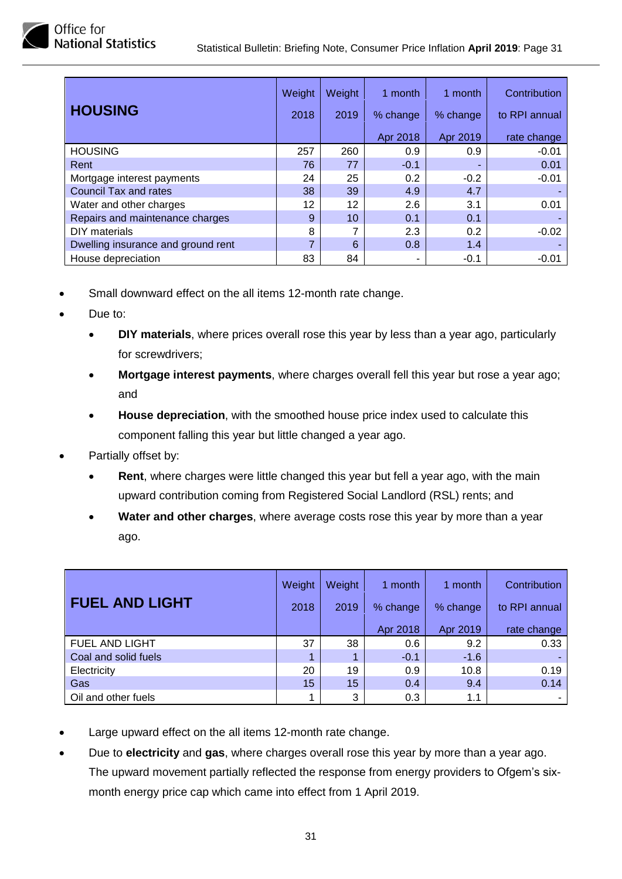| HOUSING | Weight 2018 | Weight 2019 | 1 month % change Apr 2018 | 1 month % change Apr 2019 | Contribution to RPI annual rate change |
|---|---|---|---|---|---|
| HOUSING | 257 | 260 | 0.9 | 0.9 | -0.01 |
| Rent | 76 | 77 | -0.1 | - | 0.01 |
| Mortgage interest payments | 24 | 25 | 0.2 | -0.2 | -0.01 |
| Council Tax and rates | 38 | 39 | 4.9 | 4.7 | - |
| Water and other charges | 12 | 12 | 2.6 | 3.1 | 0.01 |
| Repairs and maintenance charges | 9 | 10 | 0.1 | 0.1 | - |
| DIY materials | 8 | 7 | 2.3 | 0.2 | -0.02 |
| Dwelling insurance and ground rent | 7 | 6 | 0.8 | 1.4 | - |
| House depreciation | 83 | 84 | - | -0.1 | -0.01 |

- Small downward effect on the all items 12-month rate change.
- Due to:
  - **DIY materials**, where prices overall rose this year by less than a year ago, particularly for screwdrivers;
  - **Mortgage interest payments**, where charges overall fell this year but rose a year ago; and
  - **House depreciation**, with the smoothed house price index used to calculate this component falling this year but little changed a year ago.
- Partially offset by:
  - **Rent**, where charges were little changed this year but fell a year ago, with the main upward contribution coming from Registered Social Landlord (RSL) rents; and
  - **Water and other charges**, where average costs rose this year by more than a year ago.

| FUEL AND LIGHT | Weight 2018 | Weight 2019 | 1 month % change Apr 2018 | 1 month % change Apr 2019 | Contribution to RPI annual rate change |
|---|---|---|---|---|---|
| FUEL AND LIGHT | 37 | 38 | 0.6 | 9.2 | 0.33 |
| Coal and solid fuels | 1 | 1 | -0.1 | -1.6 | - |
| Electricity | 20 | 19 | 0.9 | 10.8 | 0.19 |
| Gas | 15 | 15 | 0.4 | 9.4 | 0.14 |
| Oil and other fuels | 1 | 3 | 0.3 | 1.1 | - |

- Large upward effect on the all items 12-month rate change.
- Due to **electricity** and **gas**, where charges overall rose this year by more than a year ago. The upward movement partially reflected the response from energy providers to Ofgem's six-month energy price cap which came into effect from 1 April 2019.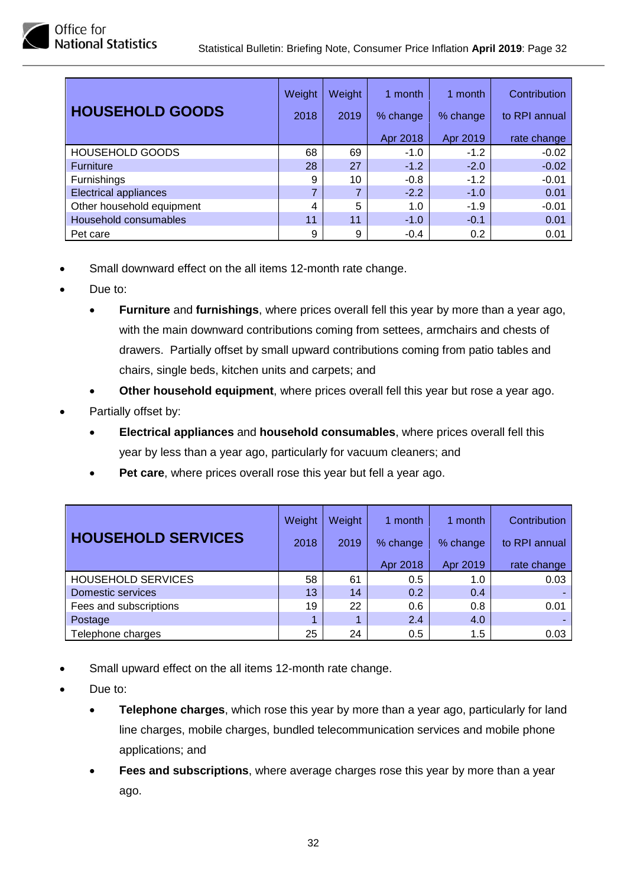| HOUSEHOLD GOODS | Weight 2018 | Weight 2019 | 1 month % change Apr 2018 | 1 month % change Apr 2019 | Contribution to RPI annual rate change |
|---|---|---|---|---|---|
| HOUSEHOLD GOODS | 68 | 69 | -1.0 | -1.2 | -0.02 |
| Furniture | 28 | 27 | -1.2 | -2.0 | -0.02 |
| Furnishings | 9 | 10 | -0.8 | -1.2 | -0.01 |
| Electrical appliances | 7 | 7 | -2.2 | -1.0 | 0.01 |
| Other household equipment | 4 | 5 | 1.0 | -1.9 | -0.01 |
| Household consumables | 11 | 11 | -1.0 | -0.1 | 0.01 |
| Pet care | 9 | 9 | -0.4 | 0.2 | 0.01 |

- Small downward effect on the all items 12-month rate change.
- Due to:
  - **Furniture** and **furnishings**, where prices overall fell this year by more than a year ago, with the main downward contributions coming from settees, armchairs and chests of drawers. Partially offset by small upward contributions coming from patio tables and chairs, single beds, kitchen units and carpets; and
  - **Other household equipment**, where prices overall fell this year but rose a year ago.
- Partially offset by:
  - **Electrical appliances** and **household consumables**, where prices overall fell this year by less than a year ago, particularly for vacuum cleaners; and
  - **Pet care**, where prices overall rose this year but fell a year ago.

| HOUSEHOLD SERVICES | Weight 2018 | Weight 2019 | 1 month % change Apr 2018 | 1 month % change Apr 2019 | Contribution to RPI annual rate change |
|---|---|---|---|---|---|
| HOUSEHOLD SERVICES | 58 | 61 | 0.5 | 1.0 | 0.03 |
| Domestic services | 13 | 14 | 0.2 | 0.4 | - |
| Fees and subscriptions | 19 | 22 | 0.6 | 0.8 | 0.01 |
| Postage | 1 | 1 | 2.4 | 4.0 | - |
| Telephone charges | 25 | 24 | 0.5 | 1.5 | 0.03 |

- Small upward effect on the all items 12-month rate change.
- Due to:
  - **Telephone charges**, which rose this year by more than a year ago, particularly for land line charges, mobile charges, bundled telecommunication services and mobile phone applications; and
  - **Fees and subscriptions**, where average charges rose this year by more than a year ago.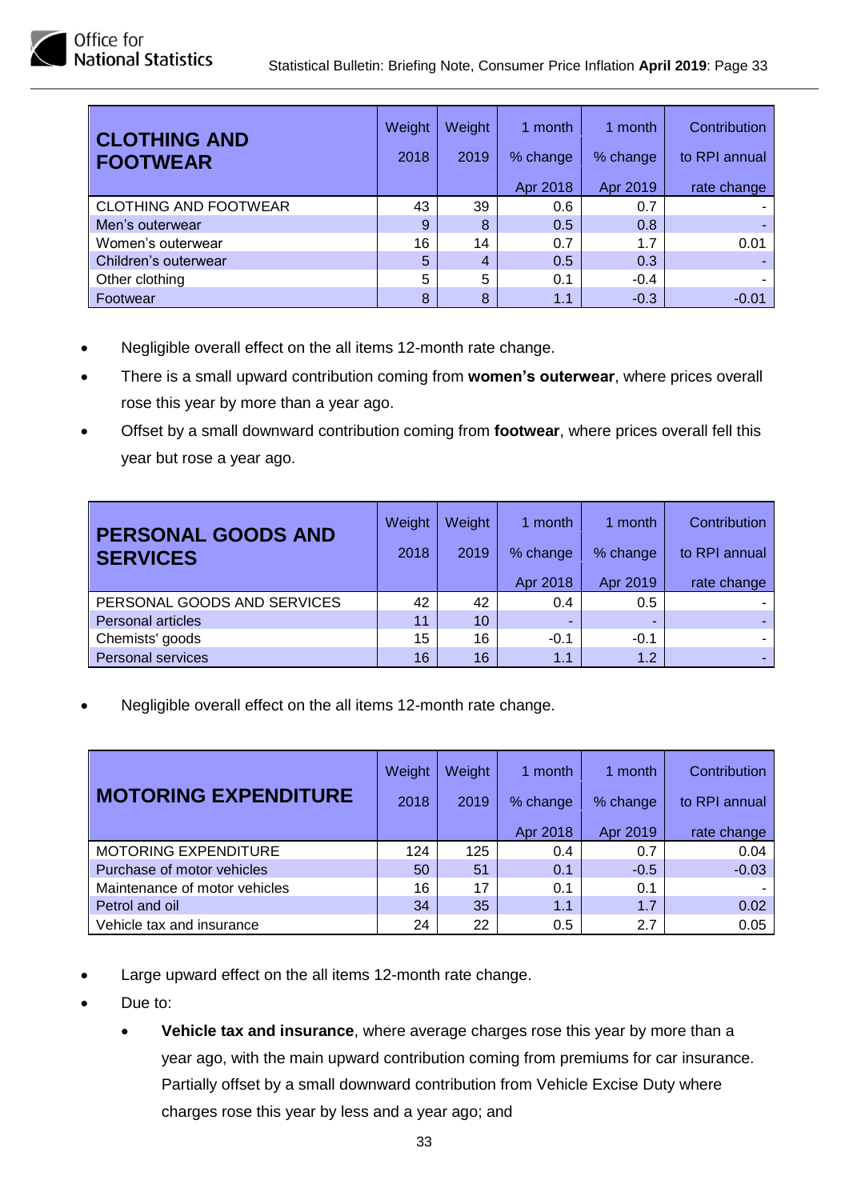| CLOTHING AND FOOTWEAR | Weight 2018 | Weight 2019 | 1 month % change Apr 2018 | 1 month % change Apr 2019 | Contribution to RPI annual rate change |
|---|---|---|---|---|---|
| CLOTHING AND FOOTWEAR | 43 | 39 | 0.6 | 0.7 | - |
| Men's outerwear | 9 | 8 | 0.5 | 0.8 | - |
| Women's outerwear | 16 | 14 | 0.7 | 1.7 | 0.01 |
| Children's outerwear | 5 | 4 | 0.5 | 0.3 | - |
| Other clothing | 5 | 5 | 0.1 | -0.4 | - |
| Footwear | 8 | 8 | 1.1 | -0.3 | -0.01 |

- Negligible overall effect on the all items 12-month rate change.
- There is a small upward contribution coming from **women's outerwear**, where prices overall rose this year by more than a year ago.
- Offset by a small downward contribution coming from **footwear**, where prices overall fell this year but rose a year ago.

| PERSONAL GOODS AND SERVICES | Weight 2018 | Weight 2019 | 1 month % change Apr 2018 | 1 month % change Apr 2019 | Contribution to RPI annual rate change |
|---|---|---|---|---|---|
| PERSONAL GOODS AND SERVICES | 42 | 42 | 0.4 | 0.5 | - |
| Personal articles | 11 | 10 | - | - | - |
| Chemists' goods | 15 | 16 | -0.1 | -0.1 | - |
| Personal services | 16 | 16 | 1.1 | 1.2 | - |

- Negligible overall effect on the all items 12-month rate change.

| MOTORING EXPENDITURE | Weight 2018 | Weight 2019 | 1 month % change Apr 2018 | 1 month % change Apr 2019 | Contribution to RPI annual rate change |
|---|---|---|---|---|---|
| MOTORING EXPENDITURE | 124 | 125 | 0.4 | 0.7 | 0.04 |
| Purchase of motor vehicles | 50 | 51 | 0.1 | -0.5 | -0.03 |
| Maintenance of motor vehicles | 16 | 17 | 0.1 | 0.1 | - |
| Petrol and oil | 34 | 35 | 1.1 | 1.7 | 0.02 |
| Vehicle tax and insurance | 24 | 22 | 0.5 | 2.7 | 0.05 |

- Large upward effect on the all items 12-month rate change.
- Due to:
  - **Vehicle tax and insurance**, where average charges rose this year by more than a year ago, with the main upward contribution coming from premiums for car insurance. Partially offset by a small downward contribution from Vehicle Excise Duty where charges rose this year by less and a year ago; and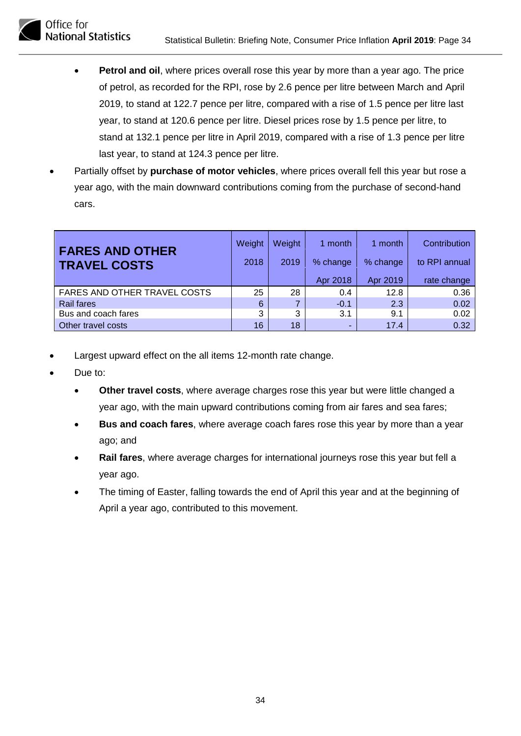- **Petrol and oil**, where prices overall rose this year by more than a year ago. The price of petrol, as recorded for the RPI, rose by 2.6 pence per litre between March and April 2019, to stand at 122.7 pence per litre, compared with a rise of 1.5 pence per litre last year, to stand at 120.6 pence per litre. Diesel prices rose by 1.5 pence per litre, to stand at 132.1 pence per litre in April 2019, compared with a rise of 1.3 pence per litre last year, to stand at 124.3 pence per litre.

- Partially offset by **purchase of motor vehicles**, where prices overall fell this year but rose a year ago, with the main downward contributions coming from the purchase of second-hand cars.

| **FARES AND OTHER TRAVEL COSTS** | Weight 2018 | Weight 2019 | 1 month % change Apr 2018 | 1 month % change Apr 2019 | Contribution to RPI annual rate change |
|---|---|---|---|---|---|
| FARES AND OTHER TRAVEL COSTS | 25 | 28 | 0.4 | 12.8 | 0.36 |
| Rail fares | 6 | 7 | -0.1 | 2.3 | 0.02 |
| Bus and coach fares | 3 | 3 | 3.1 | 9.1 | 0.02 |
| Other travel costs | 16 | 18 | - | 17.4 | 0.32 |

- Largest upward effect on the all items 12-month rate change.
- Due to:
  - **Other travel costs**, where average charges rose this year but were little changed a year ago, with the main upward contributions coming from air fares and sea fares;
  - **Bus and coach fares**, where average coach fares rose this year by more than a year ago; and
  - **Rail fares**, where average charges for international journeys rose this year but fell a year ago.
  - The timing of Easter, falling towards the end of April this year and at the beginning of April a year ago, contributed to this movement.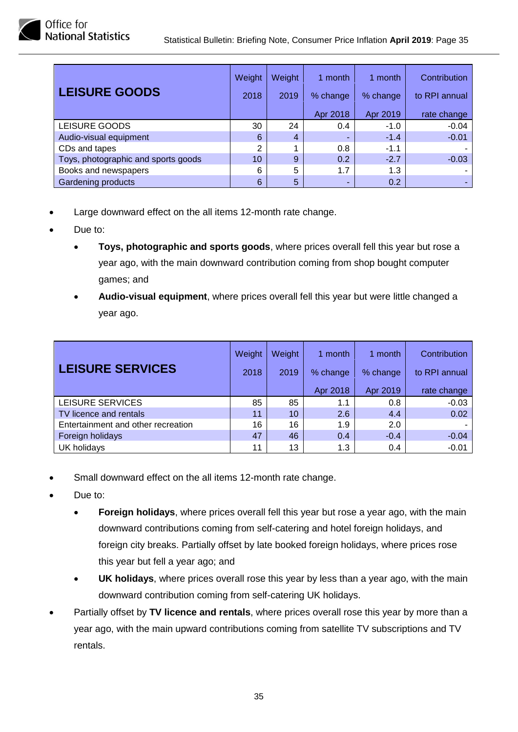| LEISURE GOODS | Weight 2018 | Weight 2019 | 1 month % change Apr 2018 | 1 month % change Apr 2019 | Contribution to RPI annual rate change |
|---|---|---|---|---|---|
| LEISURE GOODS | 30 | 24 | 0.4 | -1.0 | -0.04 |
| Audio-visual equipment | 6 | 4 | - | -1.4 | -0.01 |
| CDs and tapes | 2 | 1 | 0.8 | -1.1 | - |
| Toys, photographic and sports goods | 10 | 9 | 0.2 | -2.7 | -0.03 |
| Books and newspapers | 6 | 5 | 1.7 | 1.3 | - |
| Gardening products | 6 | 5 | - | 0.2 | - |

- Large downward effect on the all items 12-month rate change.
- Due to:
  - **Toys, photographic and sports goods**, where prices overall fell this year but rose a year ago, with the main downward contribution coming from shop bought computer games; and
  - **Audio-visual equipment**, where prices overall fell this year but were little changed a year ago.

| LEISURE SERVICES | Weight 2018 | Weight 2019 | 1 month % change Apr 2018 | 1 month % change Apr 2019 | Contribution to RPI annual rate change |
|---|---|---|---|---|---|
| LEISURE SERVICES | 85 | 85 | 1.1 | 0.8 | -0.03 |
| TV licence and rentals | 11 | 10 | 2.6 | 4.4 | 0.02 |
| Entertainment and other recreation | 16 | 16 | 1.9 | 2.0 | - |
| Foreign holidays | 47 | 46 | 0.4 | -0.4 | -0.04 |
| UK holidays | 11 | 13 | 1.3 | 0.4 | -0.01 |

- Small downward effect on the all items 12-month rate change.
- Due to:
  - **Foreign holidays**, where prices overall fell this year but rose a year ago, with the main downward contributions coming from self-catering and hotel foreign holidays, and foreign city breaks. Partially offset by late booked foreign holidays, where prices rose this year but fell a year ago; and
  - **UK holidays**, where prices overall rose this year by less than a year ago, with the main downward contribution coming from self-catering UK holidays.
- Partially offset by **TV licence and rentals**, where prices overall rose this year by more than a year ago, with the main upward contributions coming from satellite TV subscriptions and TV rentals.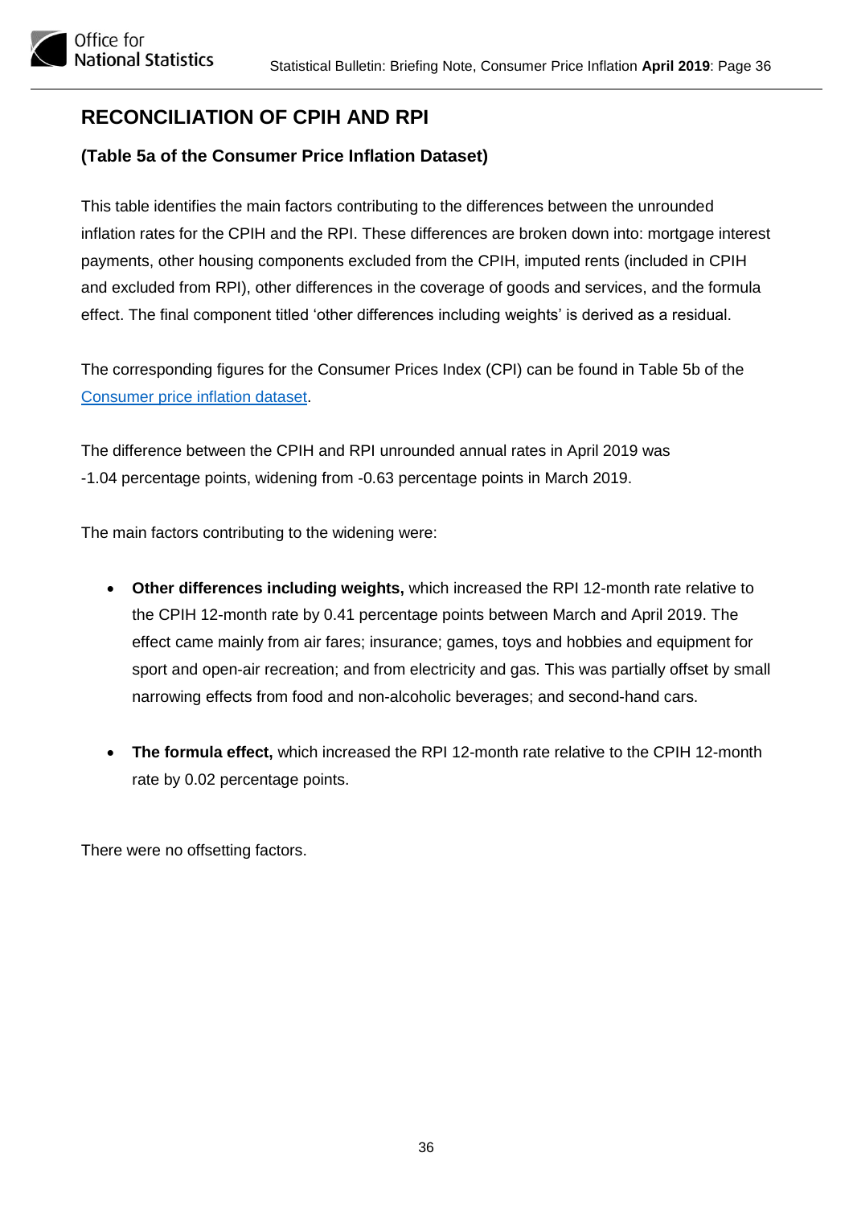## RECONCILIATION OF CPIH AND RPI

### (Table 5a of the Consumer Price Inflation Dataset)

This table identifies the main factors contributing to the differences between the unrounded inflation rates for the CPIH and the RPI. These differences are broken down into: mortgage interest payments, other housing components excluded from the CPIH, imputed rents (included in CPIH and excluded from RPI), other differences in the coverage of goods and services, and the formula effect. The final component titled 'other differences including weights' is derived as a residual.

The corresponding figures for the Consumer Prices Index (CPI) can be found in Table 5b of the Consumer price inflation dataset.

The difference between the CPIH and RPI unrounded annual rates in April 2019 was -1.04 percentage points, widening from -0.63 percentage points in March 2019.

The main factors contributing to the widening were:

- **Other differences including weights,** which increased the RPI 12-month rate relative to the CPIH 12-month rate by 0.41 percentage points between March and April 2019. The effect came mainly from air fares; insurance; games, toys and hobbies and equipment for sport and open-air recreation; and from electricity and gas. This was partially offset by small narrowing effects from food and non-alcoholic beverages; and second-hand cars.

- **The formula effect,** which increased the RPI 12-month rate relative to the CPIH 12-month rate by 0.02 percentage points.

There were no offsetting factors.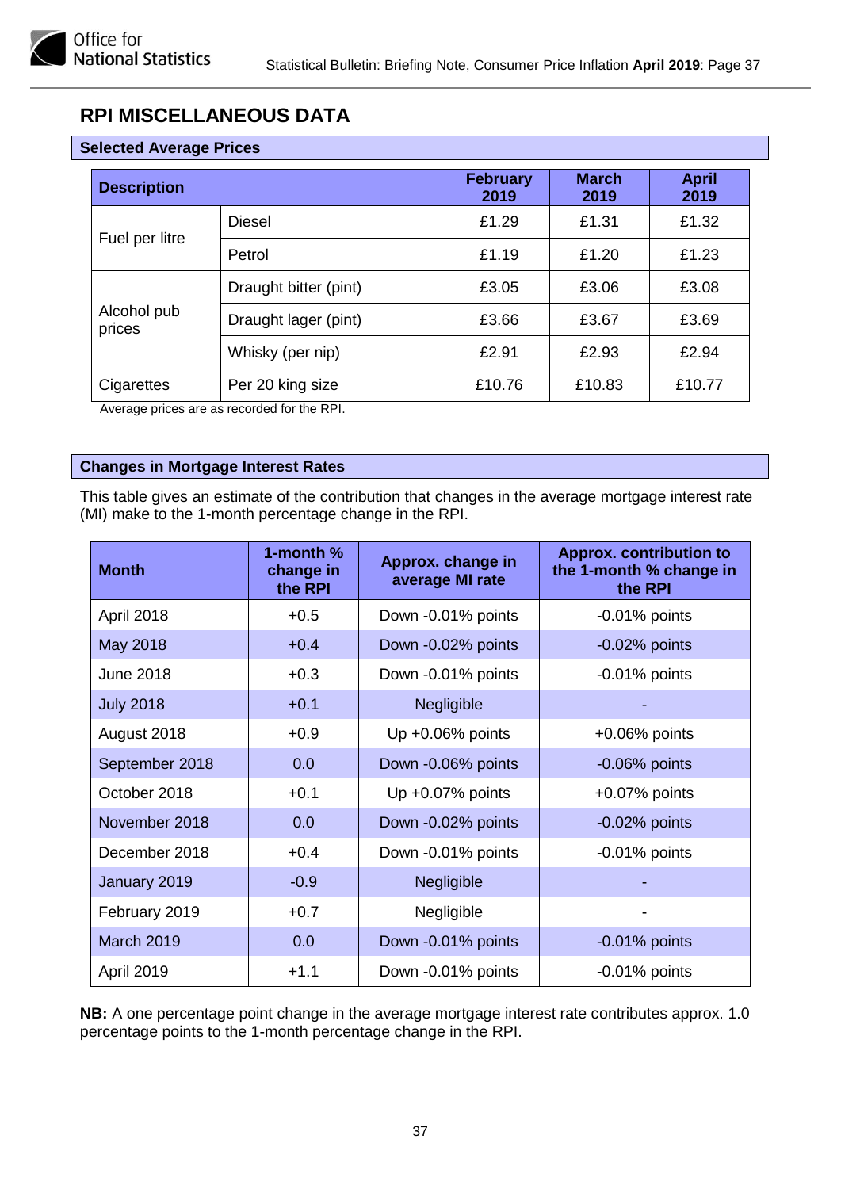## RPI MISCELLANEOUS DATA

### Selected Average Prices

| Description | | February 2019 | March 2019 | April 2019 |
|---|---|---|---|---|
| Fuel per litre | Diesel | £1.29 | £1.31 | £1.32 |
| | Petrol | £1.19 | £1.20 | £1.23 |
| Alcohol pub prices | Draught bitter (pint) | £3.05 | £3.06 | £3.08 |
| | Draught lager (pint) | £3.66 | £3.67 | £3.69 |
| | Whisky (per nip) | £2.91 | £2.93 | £2.94 |
| Cigarettes | Per 20 king size | £10.76 | £10.83 | £10.77 |

Average prices are as recorded for the RPI.

### Changes in Mortgage Interest Rates

This table gives an estimate of the contribution that changes in the average mortgage interest rate (MI) make to the 1-month percentage change in the RPI.

| Month | 1-month % change in the RPI | Approx. change in average MI rate | Approx. contribution to the 1-month % change in the RPI |
|---|---|---|---|
| April 2018 | +0.5 | Down -0.01% points | -0.01% points |
| May 2018 | +0.4 | Down -0.02% points | -0.02% points |
| June 2018 | +0.3 | Down -0.01% points | -0.01% points |
| July 2018 | +0.1 | Negligible | - |
| August 2018 | +0.9 | Up +0.06% points | +0.06% points |
| September 2018 | 0.0 | Down -0.06% points | -0.06% points |
| October 2018 | +0.1 | Up +0.07% points | +0.07% points |
| November 2018 | 0.0 | Down -0.02% points | -0.02% points |
| December 2018 | +0.4 | Down -0.01% points | -0.01% points |
| January 2019 | -0.9 | Negligible | - |
| February 2019 | +0.7 | Negligible | - |
| March 2019 | 0.0 | Down -0.01% points | -0.01% points |
| April 2019 | +1.1 | Down -0.01% points | -0.01% points |

**NB:** A one percentage point change in the average mortgage interest rate contributes approx. 1.0 percentage points to the 1-month percentage change in the RPI.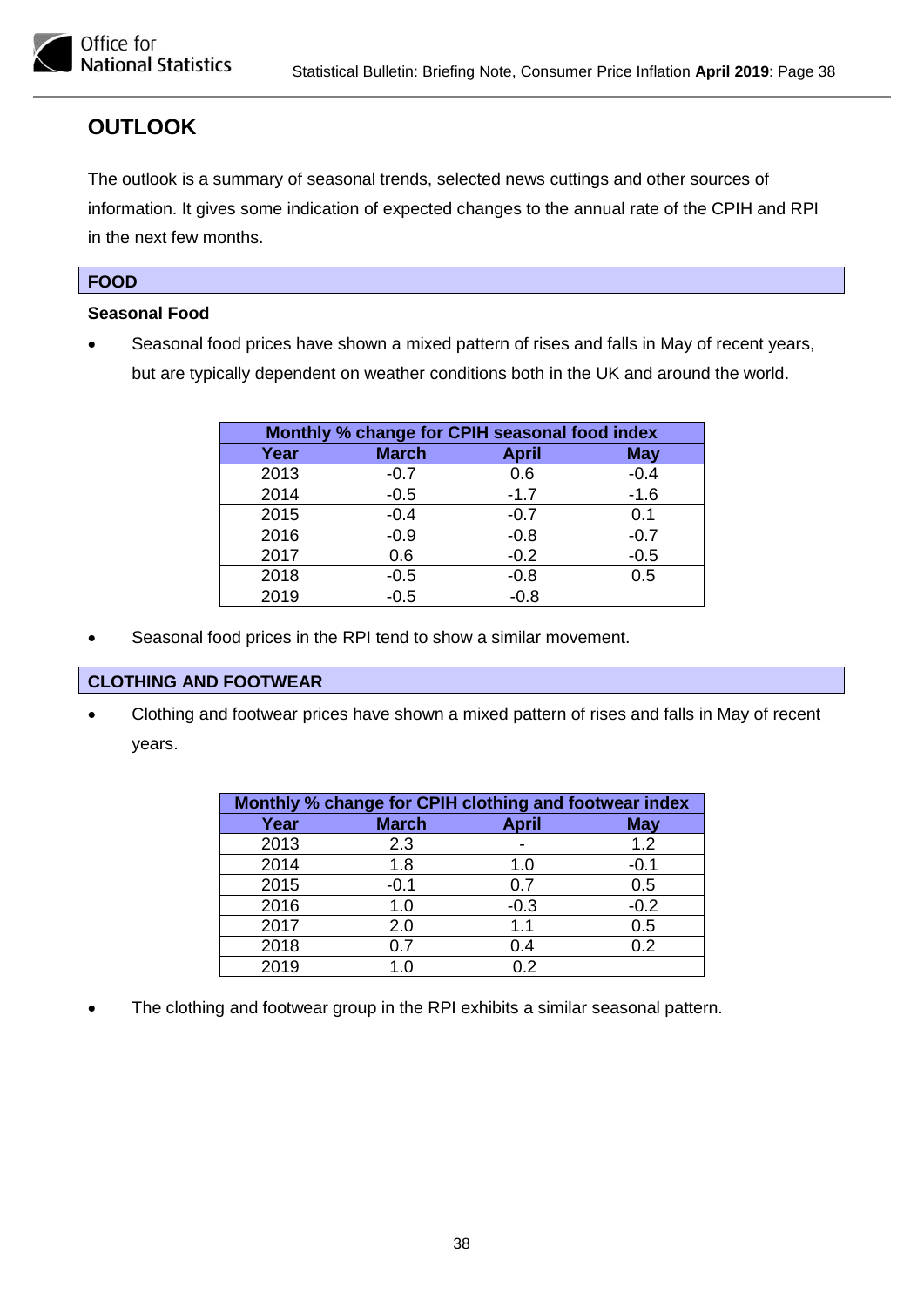## OUTLOOK

The outlook is a summary of seasonal trends, selected news cuttings and other sources of information. It gives some indication of expected changes to the annual rate of the CPIH and RPI in the next few months.

### FOOD

**Seasonal Food**

- Seasonal food prices have shown a mixed pattern of rises and falls in May of recent years, but are typically dependent on weather conditions both in the UK and around the world.

| Monthly % change for CPIH seasonal food index | | | |
|---|---|---|---|
| **Year** | **March** | **April** | **May** |
| 2013 | -0.7 | 0.6 | -0.4 |
| 2014 | -0.5 | -1.7 | -1.6 |
| 2015 | -0.4 | -0.7 | 0.1 |
| 2016 | -0.9 | -0.8 | -0.7 |
| 2017 | 0.6 | -0.2 | -0.5 |
| 2018 | -0.5 | -0.8 | 0.5 |
| 2019 | -0.5 | -0.8 | |

- Seasonal food prices in the RPI tend to show a similar movement.

### CLOTHING AND FOOTWEAR

- Clothing and footwear prices have shown a mixed pattern of rises and falls in May of recent years.

| Monthly % change for CPIH clothing and footwear index | | | |
|---|---|---|---|
| **Year** | **March** | **April** | **May** |
| 2013 | 2.3 | - | 1.2 |
| 2014 | 1.8 | 1.0 | -0.1 |
| 2015 | -0.1 | 0.7 | 0.5 |
| 2016 | 1.0 | -0.3 | -0.2 |
| 2017 | 2.0 | 1.1 | 0.5 |
| 2018 | 0.7 | 0.4 | 0.2 |
| 2019 | 1.0 | 0.2 | |

- The clothing and footwear group in the RPI exhibits a similar seasonal pattern.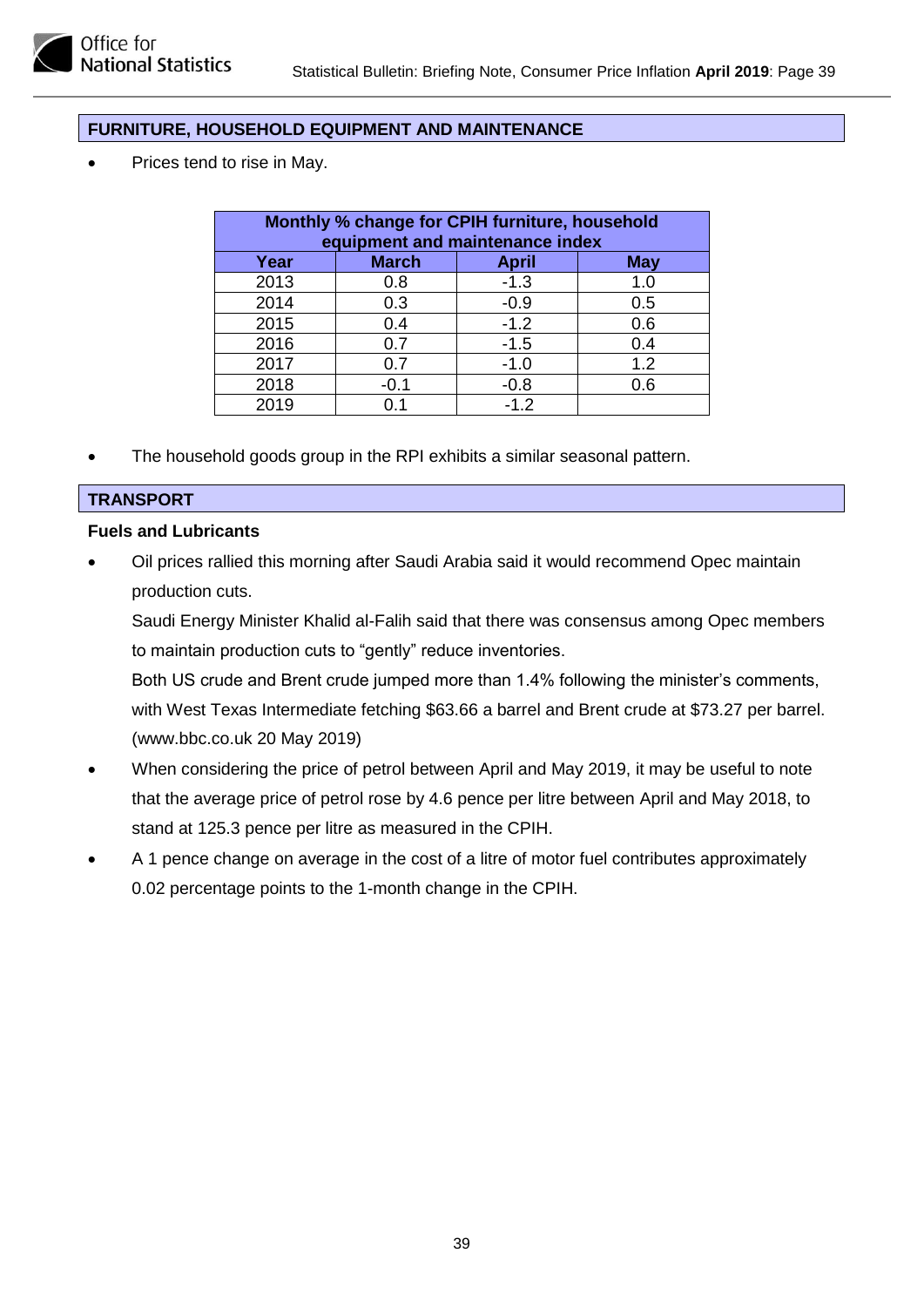## FURNITURE, HOUSEHOLD EQUIPMENT AND MAINTENANCE

- Prices tend to rise in May.

| Monthly % change for CPIH furniture, household equipment and maintenance index | | | |
|---|---|---|---|
| **Year** | **March** | **April** | **May** |
| 2013 | 0.8 | -1.3 | 1.0 |
| 2014 | 0.3 | -0.9 | 0.5 |
| 2015 | 0.4 | -1.2 | 0.6 |
| 2016 | 0.7 | -1.5 | 0.4 |
| 2017 | 0.7 | -1.0 | 1.2 |
| 2018 | -0.1 | -0.8 | 0.6 |
| 2019 | 0.1 | -1.2 | |

- The household goods group in the RPI exhibits a similar seasonal pattern.

## TRANSPORT

### Fuels and Lubricants

- Oil prices rallied this morning after Saudi Arabia said it would recommend Opec maintain production cuts.
  Saudi Energy Minister Khalid al-Falih said that there was consensus among Opec members to maintain production cuts to "gently" reduce inventories.
  Both US crude and Brent crude jumped more than 1.4% following the minister's comments, with West Texas Intermediate fetching $63.66 a barrel and Brent crude at $73.27 per barrel. (www.bbc.co.uk 20 May 2019)
- When considering the price of petrol between April and May 2019, it may be useful to note that the average price of petrol rose by 4.6 pence per litre between April and May 2018, to stand at 125.3 pence per litre as measured in the CPIH.
- A 1 pence change on average in the cost of a litre of motor fuel contributes approximately 0.02 percentage points to the 1-month change in the CPIH.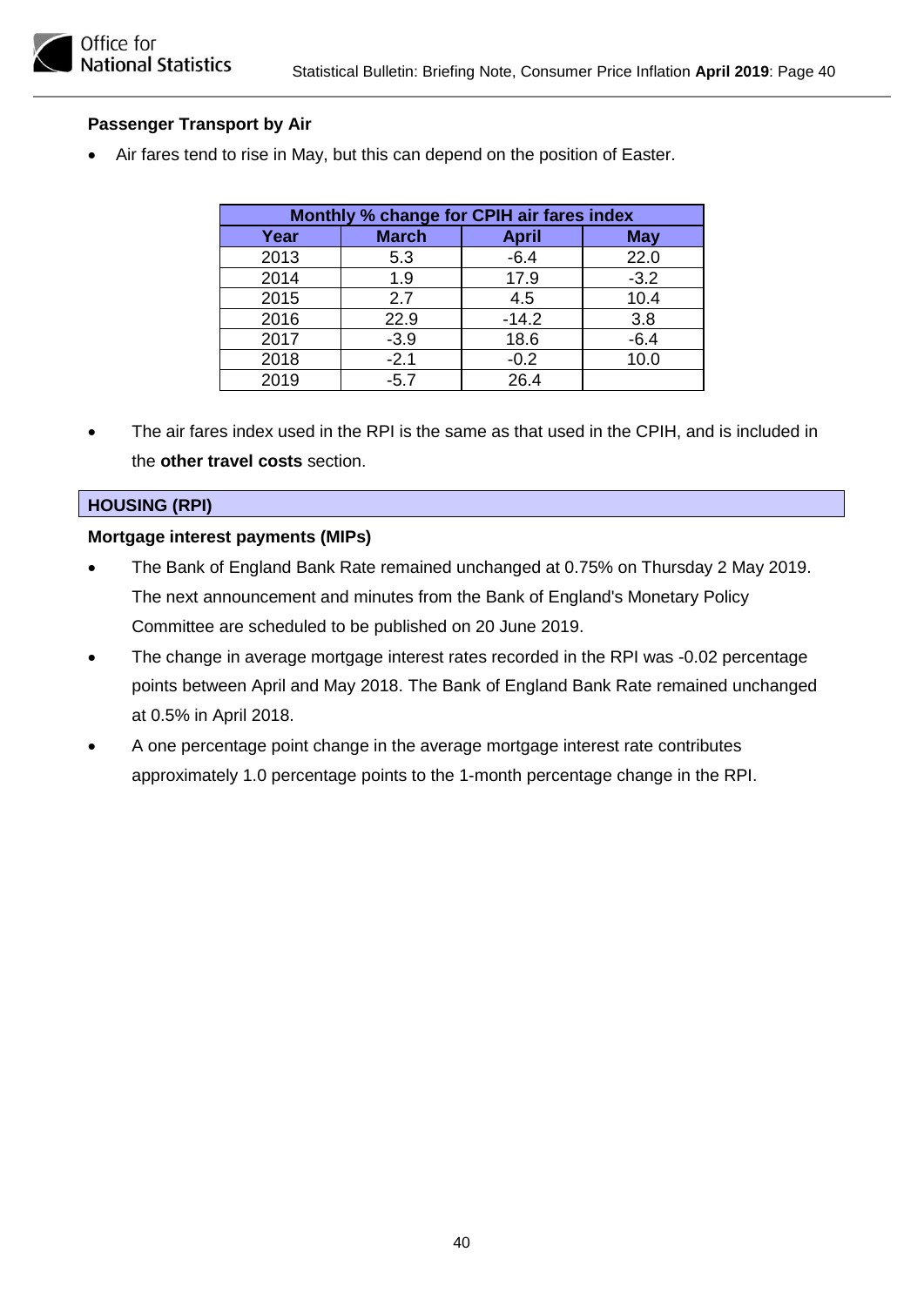### Passenger Transport by Air

- Air fares tend to rise in May, but this can depend on the position of Easter.

| Monthly % change for CPIH air fares index | | | |
|---|---|---|---|
| Year | March | April | May |
| 2013 | 5.3 | -6.4 | 22.0 |
| 2014 | 1.9 | 17.9 | -3.2 |
| 2015 | 2.7 | 4.5 | 10.4 |
| 2016 | 22.9 | -14.2 | 3.8 |
| 2017 | -3.9 | 18.6 | -6.4 |
| 2018 | -2.1 | -0.2 | 10.0 |
| 2019 | -5.7 | 26.4 | |

- The air fares index used in the RPI is the same as that used in the CPIH, and is included in the **other travel costs** section.

## HOUSING (RPI)

### Mortgage interest payments (MIPs)

- The Bank of England Bank Rate remained unchanged at 0.75% on Thursday 2 May 2019. The next announcement and minutes from the Bank of England's Monetary Policy Committee are scheduled to be published on 20 June 2019.
- The change in average mortgage interest rates recorded in the RPI was -0.02 percentage points between April and May 2018. The Bank of England Bank Rate remained unchanged at 0.5% in April 2018.
- A one percentage point change in the average mortgage interest rate contributes approximately 1.0 percentage points to the 1-month percentage change in the RPI.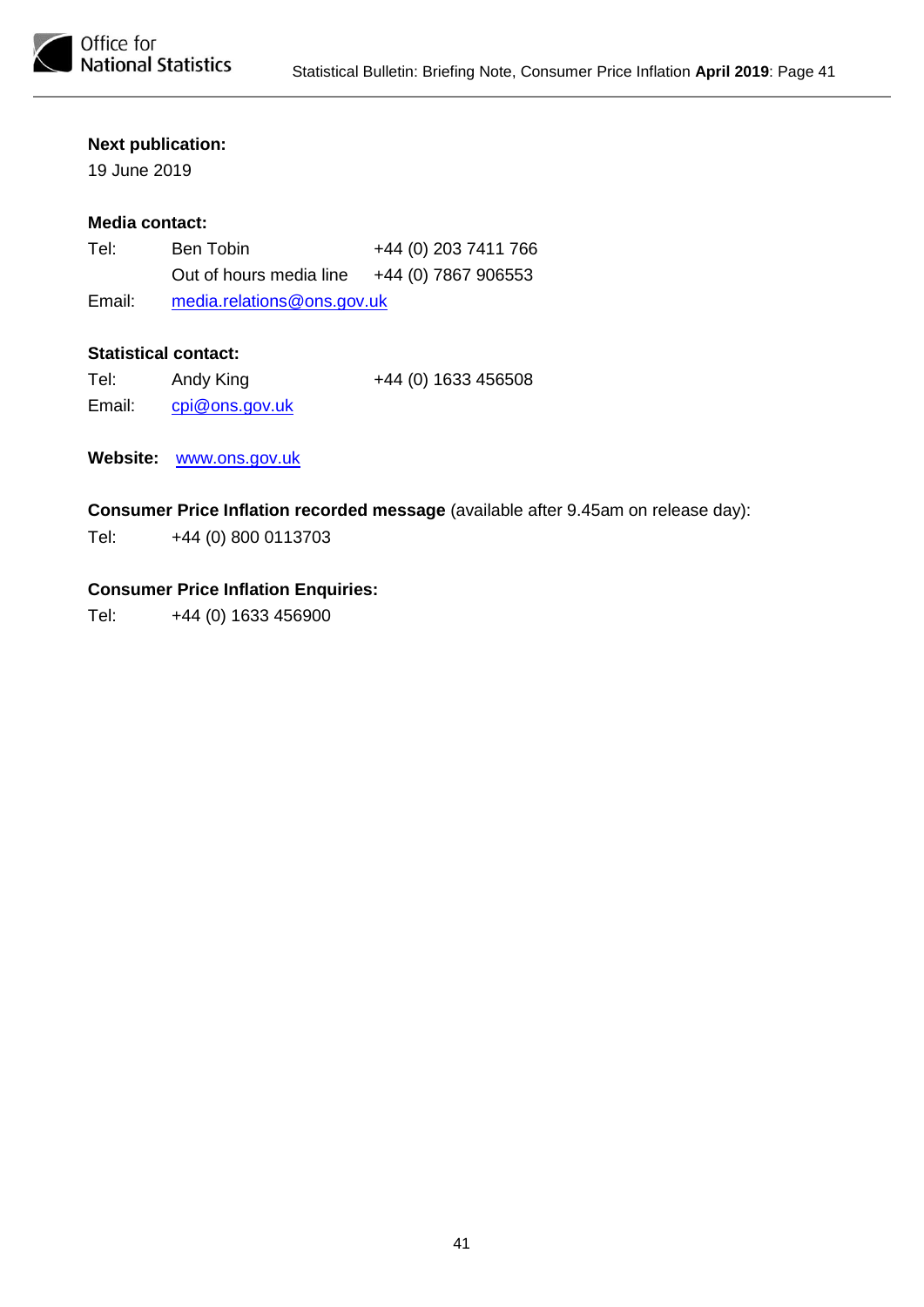**Next publication:**
19 June 2019

**Media contact:**

| | | |
|---|---|---|
| Tel: | Ben Tobin | +44 (0) 203 7411 766 |
| | Out of hours media line | +44 (0) 7867 906553 |
| Email: | media.relations@ons.gov.uk | |

**Statistical contact:**

| | | |
|---|---|---|
| Tel: | Andy King | +44 (0) 1633 456508 |
| Email: | cpi@ons.gov.uk | |

**Website:** www.ons.gov.uk

**Consumer Price Inflation recorded message** (available after 9.45am on release day):
Tel: +44 (0) 800 0113703

**Consumer Price Inflation Enquiries:**
Tel: +44 (0) 1633 456900